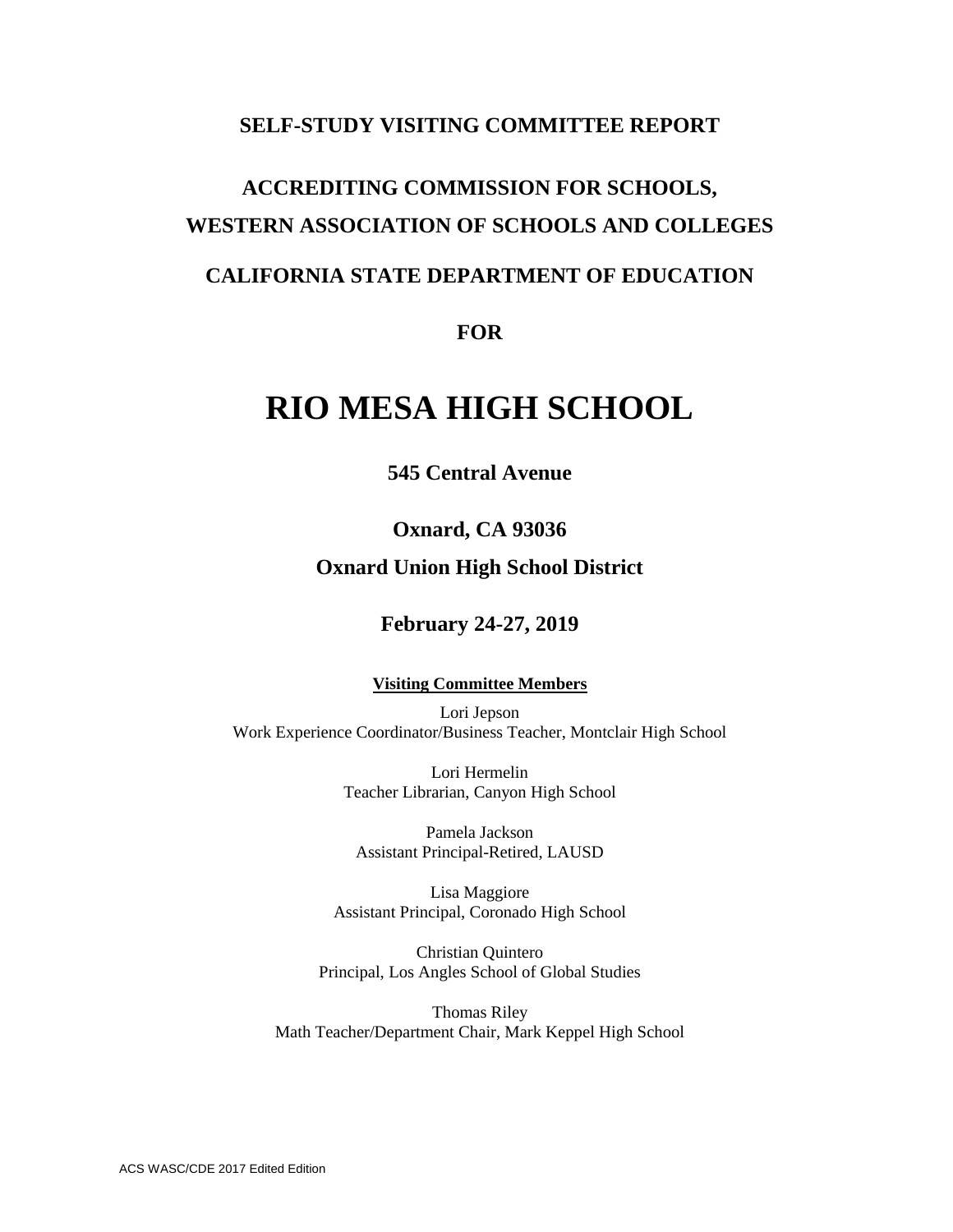**SELF-STUDY VISITING COMMITTEE REPORT**

**ACCREDITING COMMISSION FOR SCHOOLS,**
**WESTERN ASSOCIATION OF SCHOOLS AND COLLEGES**

**CALIFORNIA STATE DEPARTMENT OF EDUCATION**

**FOR**

# RIO MESA HIGH SCHOOL

**545 Central Avenue**

**Oxnard, CA 93036**

**Oxnard Union High School District**

**February 24-27, 2019**

**Visiting Committee Members**

Lori Jepson
Work Experience Coordinator/Business Teacher, Montclair High School

Lori Hermelin
Teacher Librarian, Canyon High School

Pamela Jackson
Assistant Principal-Retired, LAUSD

Lisa Maggiore
Assistant Principal, Coronado High School

Christian Quintero
Principal, Los Angles School of Global Studies

Thomas Riley
Math Teacher/Department Chair, Mark Keppel High School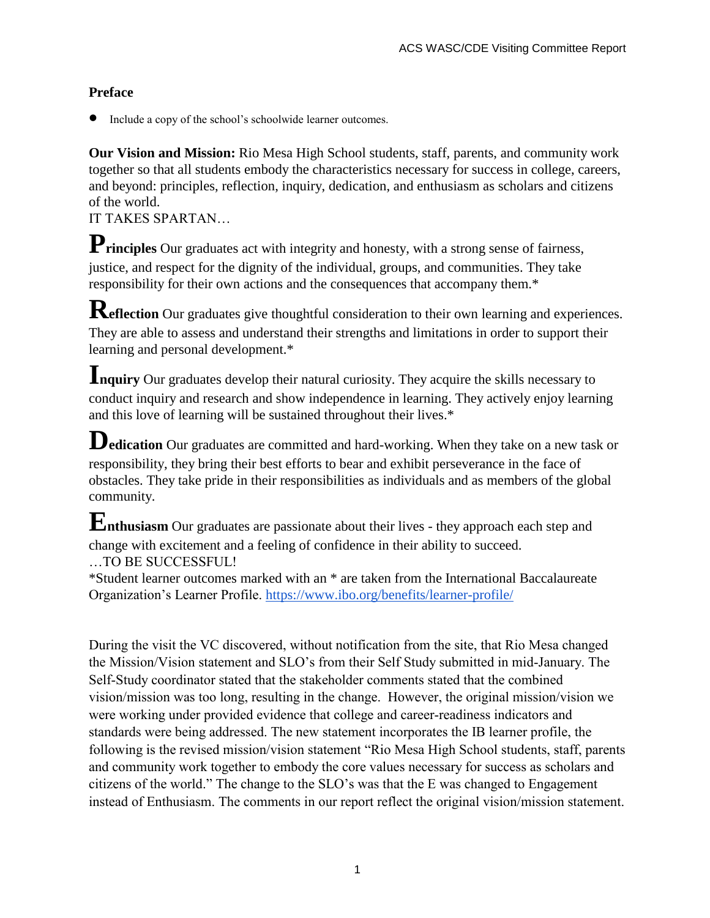**Preface**

- Include a copy of the school's schoolwide learner outcomes.

**Our Vision and Mission:** Rio Mesa High School students, staff, parents, and community work together so that all students embody the characteristics necessary for success in college, careers, and beyond: principles, reflection, inquiry, dedication, and enthusiasm as scholars and citizens of the world.

IT TAKES SPARTAN…

**Principles** Our graduates act with integrity and honesty, with a strong sense of fairness, justice, and respect for the dignity of the individual, groups, and communities. They take responsibility for their own actions and the consequences that accompany them.*

**Reflection** Our graduates give thoughtful consideration to their own learning and experiences. They are able to assess and understand their strengths and limitations in order to support their learning and personal development.*

**Inquiry** Our graduates develop their natural curiosity. They acquire the skills necessary to conduct inquiry and research and show independence in learning. They actively enjoy learning and this love of learning will be sustained throughout their lives.*

**Dedication** Our graduates are committed and hard-working. When they take on a new task or responsibility, they bring their best efforts to bear and exhibit perseverance in the face of obstacles. They take pride in their responsibilities as individuals and as members of the global community.

**Enthusiasm** Our graduates are passionate about their lives - they approach each step and change with excitement and a feeling of confidence in their ability to succeed.

…TO BE SUCCESSFUL!

*Student learner outcomes marked with an * are taken from the International Baccalaureate Organization's Learner Profile. https://www.ibo.org/benefits/learner-profile/

During the visit the VC discovered, without notification from the site, that Rio Mesa changed the Mission/Vision statement and SLO's from their Self Study submitted in mid-January. The Self-Study coordinator stated that the stakeholder comments stated that the combined vision/mission was too long, resulting in the change. However, the original mission/vision we were working under provided evidence that college and career-readiness indicators and standards were being addressed. The new statement incorporates the IB learner profile, the following is the revised mission/vision statement "Rio Mesa High School students, staff, parents and community work together to embody the core values necessary for success as scholars and citizens of the world." The change to the SLO's was that the E was changed to Engagement instead of Enthusiasm. The comments in our report reflect the original vision/mission statement.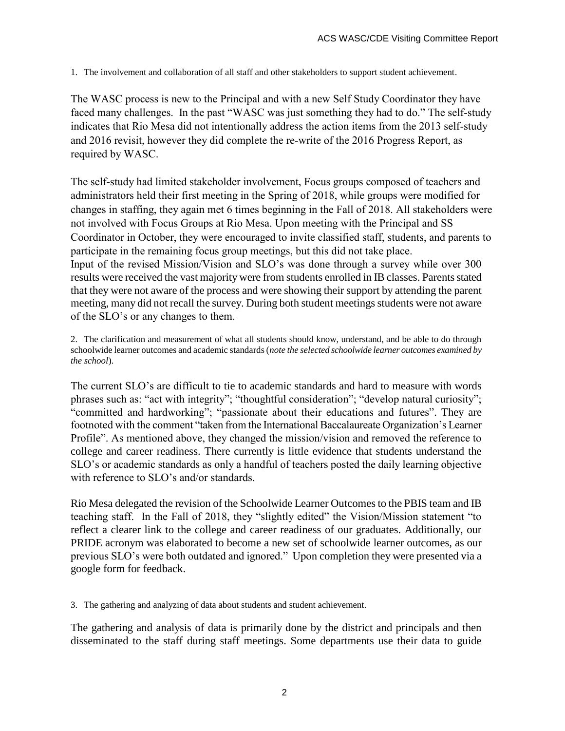1. The involvement and collaboration of all staff and other stakeholders to support student achievement.

The WASC process is new to the Principal and with a new Self Study Coordinator they have faced many challenges. In the past "WASC was just something they had to do." The self-study indicates that Rio Mesa did not intentionally address the action items from the 2013 self-study and 2016 revisit, however they did complete the re-write of the 2016 Progress Report, as required by WASC.

The self-study had limited stakeholder involvement, Focus groups composed of teachers and administrators held their first meeting in the Spring of 2018, while groups were modified for changes in staffing, they again met 6 times beginning in the Fall of 2018. All stakeholders were not involved with Focus Groups at Rio Mesa. Upon meeting with the Principal and SS Coordinator in October, they were encouraged to invite classified staff, students, and parents to participate in the remaining focus group meetings, but this did not take place.
Input of the revised Mission/Vision and SLO's was done through a survey while over 300 results were received the vast majority were from students enrolled in IB classes. Parents stated that they were not aware of the process and were showing their support by attending the parent meeting, many did not recall the survey. During both student meetings students were not aware of the SLO's or any changes to them.

2. The clarification and measurement of what all students should know, understand, and be able to do through schoolwide learner outcomes and academic standards (*note the selected schoolwide learner outcomes examined by the school*).

The current SLO's are difficult to tie to academic standards and hard to measure with words phrases such as: "act with integrity"; "thoughtful consideration"; "develop natural curiosity"; "committed and hardworking"; "passionate about their educations and futures". They are footnoted with the comment "taken from the International Baccalaureate Organization's Learner Profile". As mentioned above, they changed the mission/vision and removed the reference to college and career readiness. There currently is little evidence that students understand the SLO's or academic standards as only a handful of teachers posted the daily learning objective with reference to SLO's and/or standards.

Rio Mesa delegated the revision of the Schoolwide Learner Outcomes to the PBIS team and IB teaching staff. In the Fall of 2018, they "slightly edited" the Vision/Mission statement "to reflect a clearer link to the college and career readiness of our graduates. Additionally, our PRIDE acronym was elaborated to become a new set of schoolwide learner outcomes, as our previous SLO's were both outdated and ignored." Upon completion they were presented via a google form for feedback.

3. The gathering and analyzing of data about students and student achievement.

The gathering and analysis of data is primarily done by the district and principals and then disseminated to the staff during staff meetings. Some departments use their data to guide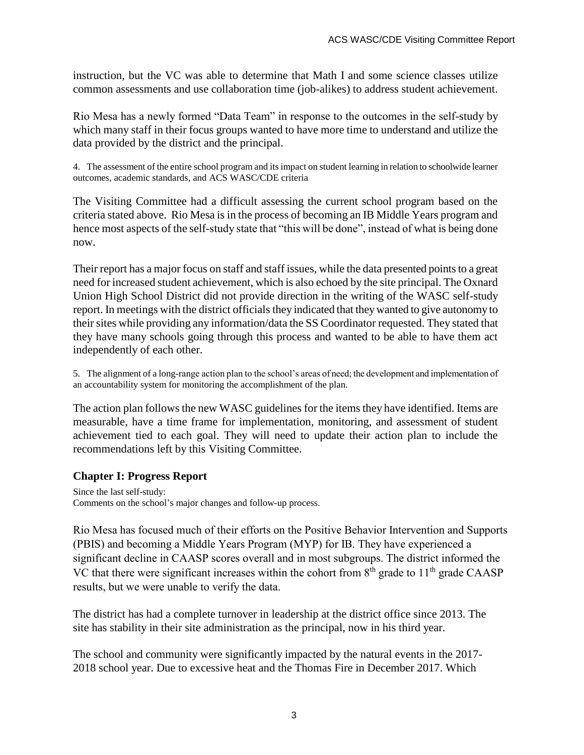instruction, but the VC was able to determine that Math I and some science classes utilize common assessments and use collaboration time (job-alikes) to address student achievement.

Rio Mesa has a newly formed "Data Team" in response to the outcomes in the self-study by which many staff in their focus groups wanted to have more time to understand and utilize the data provided by the district and the principal.

4. The assessment of the entire school program and its impact on student learning in relation to schoolwide learner outcomes, academic standards, and ACS WASC/CDE criteria

The Visiting Committee had a difficult assessing the current school program based on the criteria stated above. Rio Mesa is in the process of becoming an IB Middle Years program and hence most aspects of the self-study state that "this will be done", instead of what is being done now.

Their report has a major focus on staff and staff issues, while the data presented points to a great need for increased student achievement, which is also echoed by the site principal. The Oxnard Union High School District did not provide direction in the writing of the WASC self-study report. In meetings with the district officials they indicated that they wanted to give autonomy to their sites while providing any information/data the SS Coordinator requested. They stated that they have many schools going through this process and wanted to be able to have them act independently of each other.

5. The alignment of a long-range action plan to the school's areas of need; the development and implementation of an accountability system for monitoring the accomplishment of the plan.

The action plan follows the new WASC guidelines for the items they have identified. Items are measurable, have a time frame for implementation, monitoring, and assessment of student achievement tied to each goal. They will need to update their action plan to include the recommendations left by this Visiting Committee.

### Chapter I: Progress Report

Since the last self-study:
Comments on the school's major changes and follow-up process.

Rio Mesa has focused much of their efforts on the Positive Behavior Intervention and Supports (PBIS) and becoming a Middle Years Program (MYP) for IB. They have experienced a significant decline in CAASP scores overall and in most subgroups. The district informed the VC that there were significant increases within the cohort from 8th grade to 11th grade CAASP results, but we were unable to verify the data.

The district has had a complete turnover in leadership at the district office since 2013. The site has stability in their site administration as the principal, now in his third year.

The school and community were significantly impacted by the natural events in the 2017-2018 school year. Due to excessive heat and the Thomas Fire in December 2017. Which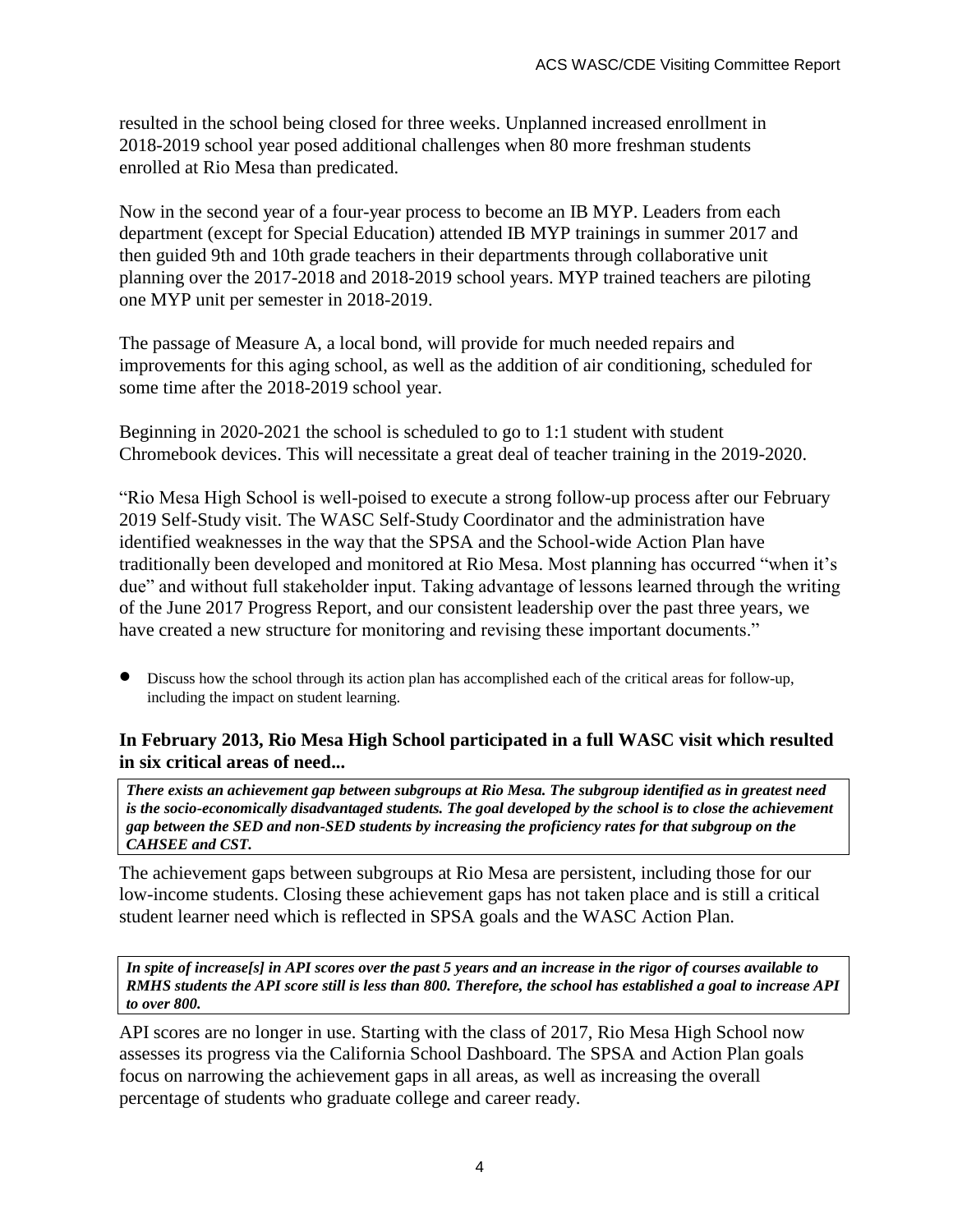resulted in the school being closed for three weeks. Unplanned increased enrollment in 2018-2019 school year posed additional challenges when 80 more freshman students enrolled at Rio Mesa than predicated.

Now in the second year of a four-year process to become an IB MYP. Leaders from each department (except for Special Education) attended IB MYP trainings in summer 2017 and then guided 9th and 10th grade teachers in their departments through collaborative unit planning over the 2017-2018 and 2018-2019 school years. MYP trained teachers are piloting one MYP unit per semester in 2018-2019.

The passage of Measure A, a local bond, will provide for much needed repairs and improvements for this aging school, as well as the addition of air conditioning, scheduled for some time after the 2018-2019 school year.

Beginning in 2020-2021 the school is scheduled to go to 1:1 student with student Chromebook devices. This will necessitate a great deal of teacher training in the 2019-2020.

"Rio Mesa High School is well-poised to execute a strong follow-up process after our February 2019 Self-Study visit. The WASC Self-Study Coordinator and the administration have identified weaknesses in the way that the SPSA and the School-wide Action Plan have traditionally been developed and monitored at Rio Mesa. Most planning has occurred "when it's due" and without full stakeholder input. Taking advantage of lessons learned through the writing of the June 2017 Progress Report, and our consistent leadership over the past three years, we have created a new structure for monitoring and revising these important documents."

- Discuss how the school through its action plan has accomplished each of the critical areas for follow-up, including the impact on student learning.

**In February 2013, Rio Mesa High School participated in a full WASC visit which resulted in six critical areas of need...**

***There exists an achievement gap between subgroups at Rio Mesa. The subgroup identified as in greatest need is the socio-economically disadvantaged students. The goal developed by the school is to close the achievement gap between the SED and non-SED students by increasing the proficiency rates for that subgroup on the CAHSEE and CST.***

The achievement gaps between subgroups at Rio Mesa are persistent, including those for our low-income students. Closing these achievement gaps has not taken place and is still a critical student learner need which is reflected in SPSA goals and the WASC Action Plan.

***In spite of increase[s] in API scores over the past 5 years and an increase in the rigor of courses available to RMHS students the API score still is less than 800. Therefore, the school has established a goal to increase API to over 800.***

API scores are no longer in use. Starting with the class of 2017, Rio Mesa High School now assesses its progress via the California School Dashboard. The SPSA and Action Plan goals focus on narrowing the achievement gaps in all areas, as well as increasing the overall percentage of students who graduate college and career ready.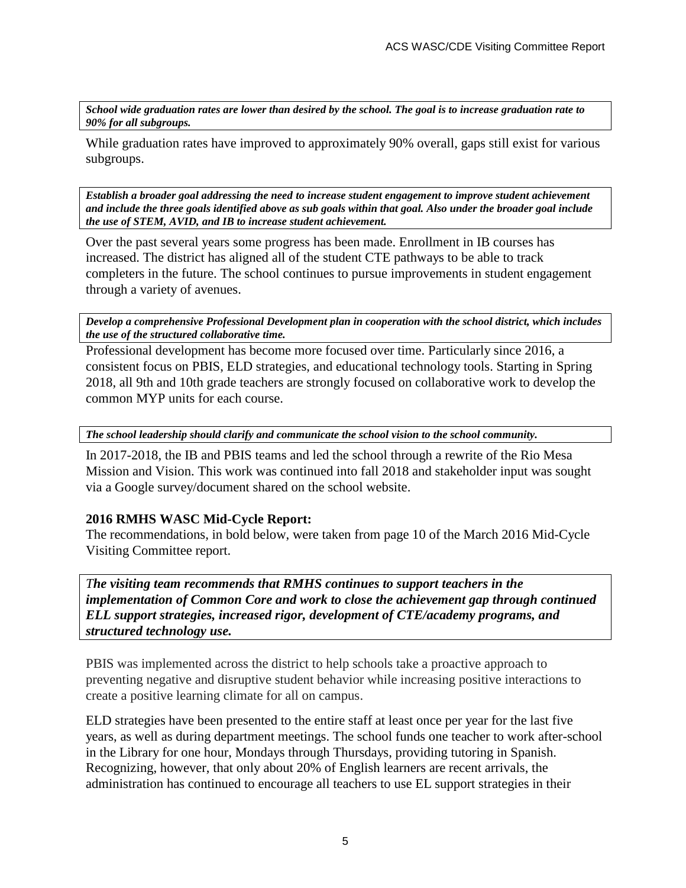***School wide graduation rates are lower than desired by the school. The goal is to increase graduation rate to 90% for all subgroups.***

While graduation rates have improved to approximately 90% overall, gaps still exist for various subgroups.

***Establish a broader goal addressing the need to increase student engagement to improve student achievement and include the three goals identified above as sub goals within that goal. Also under the broader goal include the use of STEM, AVID, and IB to increase student achievement.***

Over the past several years some progress has been made. Enrollment in IB courses has increased. The district has aligned all of the student CTE pathways to be able to track completers in the future. The school continues to pursue improvements in student engagement through a variety of avenues.

***Develop a comprehensive Professional Development plan in cooperation with the school district, which includes the use of the structured collaborative time.***

Professional development has become more focused over time. Particularly since 2016, a consistent focus on PBIS, ELD strategies, and educational technology tools. Starting in Spring 2018, all 9th and 10th grade teachers are strongly focused on collaborative work to develop the common MYP units for each course.

***The school leadership should clarify and communicate the school vision to the school community.***

In 2017-2018, the IB and PBIS teams and led the school through a rewrite of the Rio Mesa Mission and Vision. This work was continued into fall 2018 and stakeholder input was sought via a Google survey/document shared on the school website.

**2016 RMHS WASC Mid-Cycle Report:**

The recommendations, in bold below, were taken from page 10 of the March 2016 Mid-Cycle Visiting Committee report.

***The visiting team recommends that RMHS continues to support teachers in the implementation of Common Core and work to close the achievement gap through continued ELL support strategies, increased rigor, development of CTE/academy programs, and structured technology use.***

PBIS was implemented across the district to help schools take a proactive approach to preventing negative and disruptive student behavior while increasing positive interactions to create a positive learning climate for all on campus.

ELD strategies have been presented to the entire staff at least once per year for the last five years, as well as during department meetings. The school funds one teacher to work after-school in the Library for one hour, Mondays through Thursdays, providing tutoring in Spanish. Recognizing, however, that only about 20% of English learners are recent arrivals, the administration has continued to encourage all teachers to use EL support strategies in their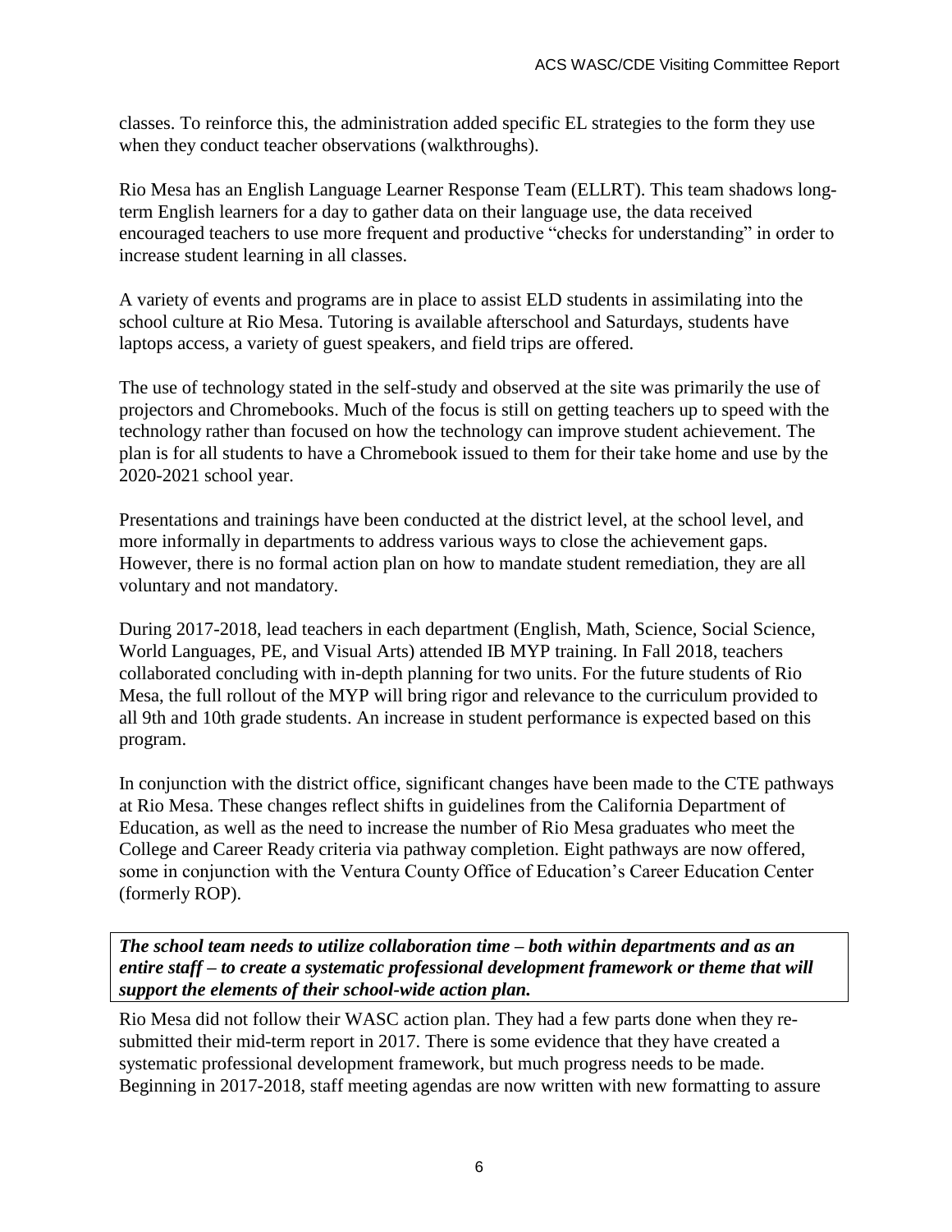classes. To reinforce this, the administration added specific EL strategies to the form they use when they conduct teacher observations (walkthroughs).

Rio Mesa has an English Language Learner Response Team (ELLRT). This team shadows long-term English learners for a day to gather data on their language use, the data received encouraged teachers to use more frequent and productive "checks for understanding" in order to increase student learning in all classes.

A variety of events and programs are in place to assist ELD students in assimilating into the school culture at Rio Mesa. Tutoring is available afterschool and Saturdays, students have laptops access, a variety of guest speakers, and field trips are offered.

The use of technology stated in the self-study and observed at the site was primarily the use of projectors and Chromebooks. Much of the focus is still on getting teachers up to speed with the technology rather than focused on how the technology can improve student achievement. The plan is for all students to have a Chromebook issued to them for their take home and use by the 2020-2021 school year.

Presentations and trainings have been conducted at the district level, at the school level, and more informally in departments to address various ways to close the achievement gaps. However, there is no formal action plan on how to mandate student remediation, they are all voluntary and not mandatory.

During 2017-2018, lead teachers in each department (English, Math, Science, Social Science, World Languages, PE, and Visual Arts) attended IB MYP training. In Fall 2018, teachers collaborated concluding with in-depth planning for two units. For the future students of Rio Mesa, the full rollout of the MYP will bring rigor and relevance to the curriculum provided to all 9th and 10th grade students. An increase in student performance is expected based on this program.

In conjunction with the district office, significant changes have been made to the CTE pathways at Rio Mesa. These changes reflect shifts in guidelines from the California Department of Education, as well as the need to increase the number of Rio Mesa graduates who meet the College and Career Ready criteria via pathway completion. Eight pathways are now offered, some in conjunction with the Ventura County Office of Education's Career Education Center (formerly ROP).

***The school team needs to utilize collaboration time – both within departments and as an entire staff – to create a systematic professional development framework or theme that will support the elements of their school-wide action plan.***

Rio Mesa did not follow their WASC action plan. They had a few parts done when they re-submitted their mid-term report in 2017. There is some evidence that they have created a systematic professional development framework, but much progress needs to be made. Beginning in 2017-2018, staff meeting agendas are now written with new formatting to assure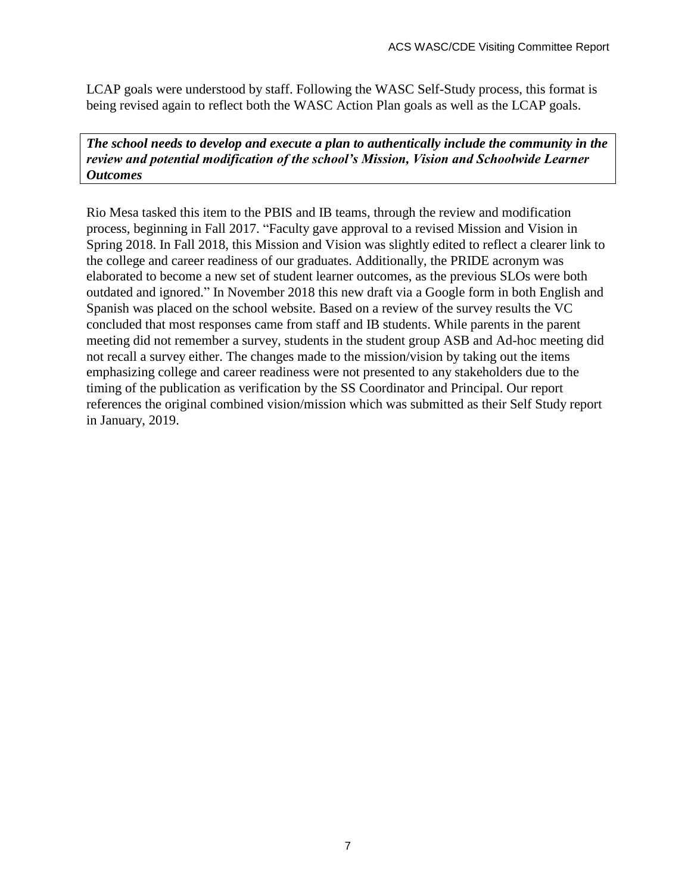LCAP goals were understood by staff. Following the WASC Self-Study process, this format is being revised again to reflect both the WASC Action Plan goals as well as the LCAP goals.

***The school needs to develop and execute a plan to authentically include the community in the review and potential modification of the school's Mission, Vision and Schoolwide Learner Outcomes***

Rio Mesa tasked this item to the PBIS and IB teams, through the review and modification process, beginning in Fall 2017. "Faculty gave approval to a revised Mission and Vision in Spring 2018. In Fall 2018, this Mission and Vision was slightly edited to reflect a clearer link to the college and career readiness of our graduates. Additionally, the PRIDE acronym was elaborated to become a new set of student learner outcomes, as the previous SLOs were both outdated and ignored." In November 2018 this new draft via a Google form in both English and Spanish was placed on the school website. Based on a review of the survey results the VC concluded that most responses came from staff and IB students. While parents in the parent meeting did not remember a survey, students in the student group ASB and Ad-hoc meeting did not recall a survey either. The changes made to the mission/vision by taking out the items emphasizing college and career readiness were not presented to any stakeholders due to the timing of the publication as verification by the SS Coordinator and Principal. Our report references the original combined vision/mission which was submitted as their Self Study report in January, 2019.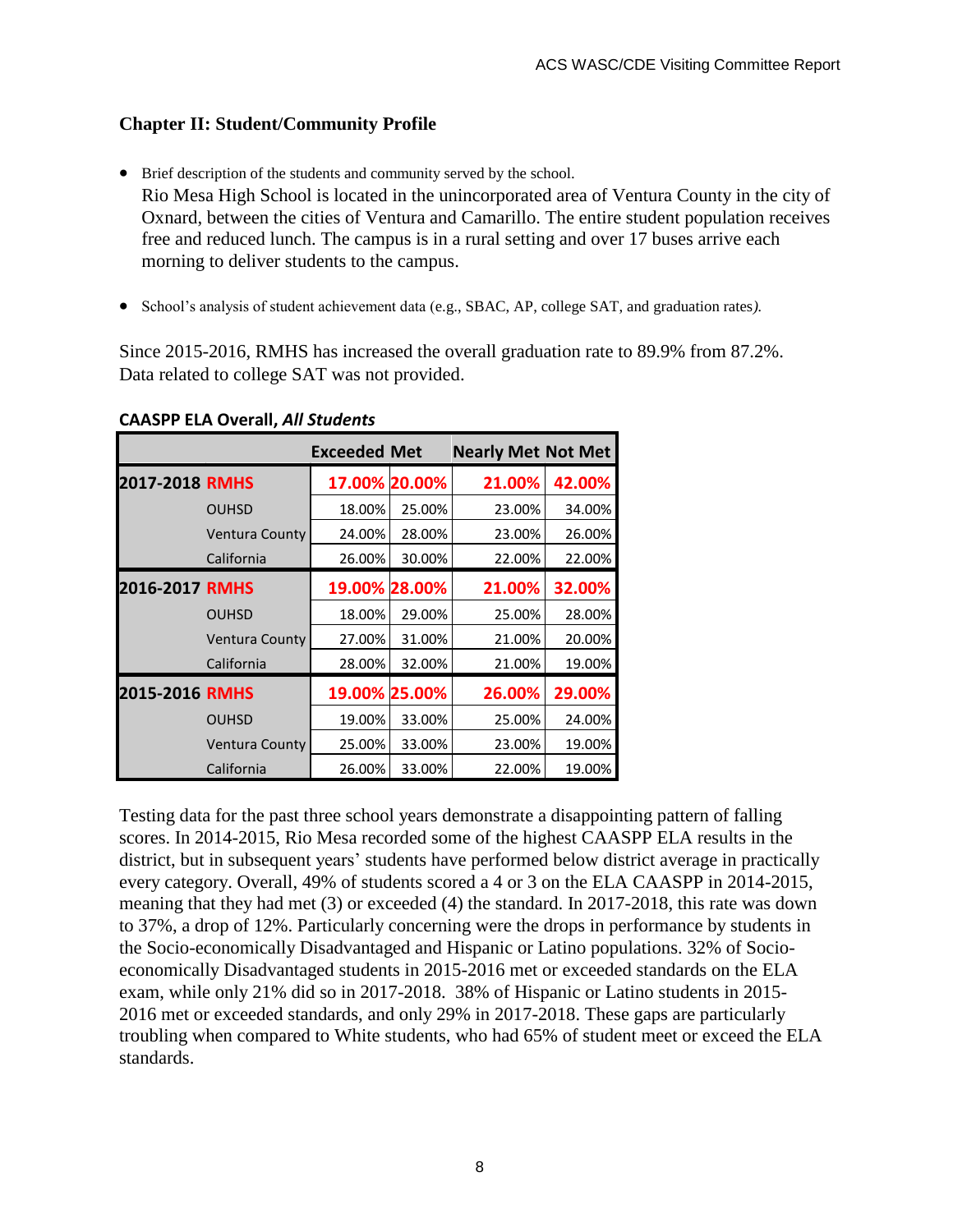## Chapter II: Student/Community Profile

- Brief description of the students and community served by the school.

  Rio Mesa High School is located in the unincorporated area of Ventura County in the city of Oxnard, between the cities of Ventura and Camarillo. The entire student population receives free and reduced lunch. The campus is in a rural setting and over 17 buses arrive each morning to deliver students to the campus.

- School's analysis of student achievement data (e.g., SBAC, AP, college SAT, and graduation rates*).*

Since 2015-2016, RMHS has increased the overall graduation rate to 89.9% from 87.2%. Data related to college SAT was not provided.

**CAASPP ELA Overall, *All Students***

| | | Exceeded | Met | Nearly Met | Not Met |
|---|---|---|---|---|---|
| 2017-2018 | RMHS | 17.00% | 20.00% | 21.00% | 42.00% |
| | OUHSD | 18.00% | 25.00% | 23.00% | 34.00% |
| | Ventura County | 24.00% | 28.00% | 23.00% | 26.00% |
| | California | 26.00% | 30.00% | 22.00% | 22.00% |
| 2016-2017 | RMHS | 19.00% | 28.00% | 21.00% | 32.00% |
| | OUHSD | 18.00% | 29.00% | 25.00% | 28.00% |
| | Ventura County | 27.00% | 31.00% | 21.00% | 20.00% |
| | California | 28.00% | 32.00% | 21.00% | 19.00% |
| 2015-2016 | RMHS | 19.00% | 25.00% | 26.00% | 29.00% |
| | OUHSD | 19.00% | 33.00% | 25.00% | 24.00% |
| | Ventura County | 25.00% | 33.00% | 23.00% | 19.00% |
| | California | 26.00% | 33.00% | 22.00% | 19.00% |

Testing data for the past three school years demonstrate a disappointing pattern of falling scores. In 2014-2015, Rio Mesa recorded some of the highest CAASPP ELA results in the district, but in subsequent years' students have performed below district average in practically every category. Overall, 49% of students scored a 4 or 3 on the ELA CAASPP in 2014-2015, meaning that they had met (3) or exceeded (4) the standard. In 2017-2018, this rate was down to 37%, a drop of 12%. Particularly concerning were the drops in performance by students in the Socio-economically Disadvantaged and Hispanic or Latino populations. 32% of Socio-economically Disadvantaged students in 2015-2016 met or exceeded standards on the ELA exam, while only 21% did so in 2017-2018. 38% of Hispanic or Latino students in 2015-2016 met or exceeded standards, and only 29% in 2017-2018. These gaps are particularly troubling when compared to White students, who had 65% of student meet or exceed the ELA standards.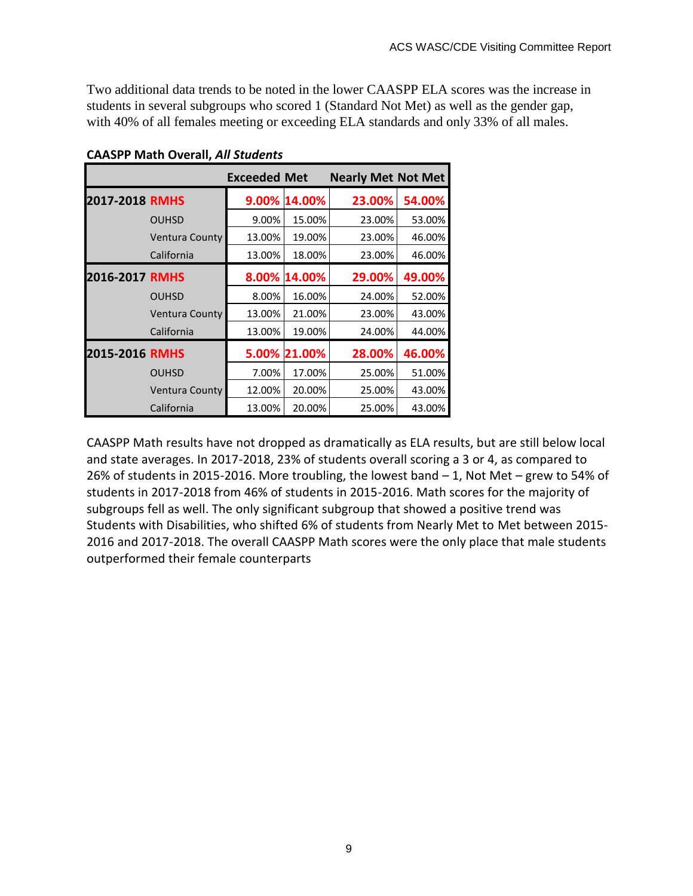Two additional data trends to be noted in the lower CAASPP ELA scores was the increase in students in several subgroups who scored 1 (Standard Not Met) as well as the gender gap, with 40% of all females meeting or exceeding ELA standards and only 33% of all males.

**CAASPP Math Overall, *All Students***

| | | Exceeded | Met | Nearly Met | Not Met |
|---|---|---|---|---|---|
| **2017-2018** | **RMHS** | **9.00%** | **14.00%** | **23.00%** | **54.00%** |
| | OUHSD | 9.00% | 15.00% | 23.00% | 53.00% |
| | Ventura County | 13.00% | 19.00% | 23.00% | 46.00% |
| | California | 13.00% | 18.00% | 23.00% | 46.00% |
| **2016-2017** | **RMHS** | **8.00%** | **14.00%** | **29.00%** | **49.00%** |
| | OUHSD | 8.00% | 16.00% | 24.00% | 52.00% |
| | Ventura County | 13.00% | 21.00% | 23.00% | 43.00% |
| | California | 13.00% | 19.00% | 24.00% | 44.00% |
| **2015-2016** | **RMHS** | **5.00%** | **21.00%** | **28.00%** | **46.00%** |
| | OUHSD | 7.00% | 17.00% | 25.00% | 51.00% |
| | Ventura County | 12.00% | 20.00% | 25.00% | 43.00% |
| | California | 13.00% | 20.00% | 25.00% | 43.00% |

CAASPP Math results have not dropped as dramatically as ELA results, but are still below local and state averages. In 2017-2018, 23% of students overall scoring a 3 or 4, as compared to 26% of students in 2015-2016. More troubling, the lowest band – 1, Not Met – grew to 54% of students in 2017-2018 from 46% of students in 2015-2016. Math scores for the majority of subgroups fell as well. The only significant subgroup that showed a positive trend was Students with Disabilities, who shifted 6% of students from Nearly Met to Met between 2015-2016 and 2017-2018. The overall CAASPP Math scores were the only place that male students outperformed their female counterparts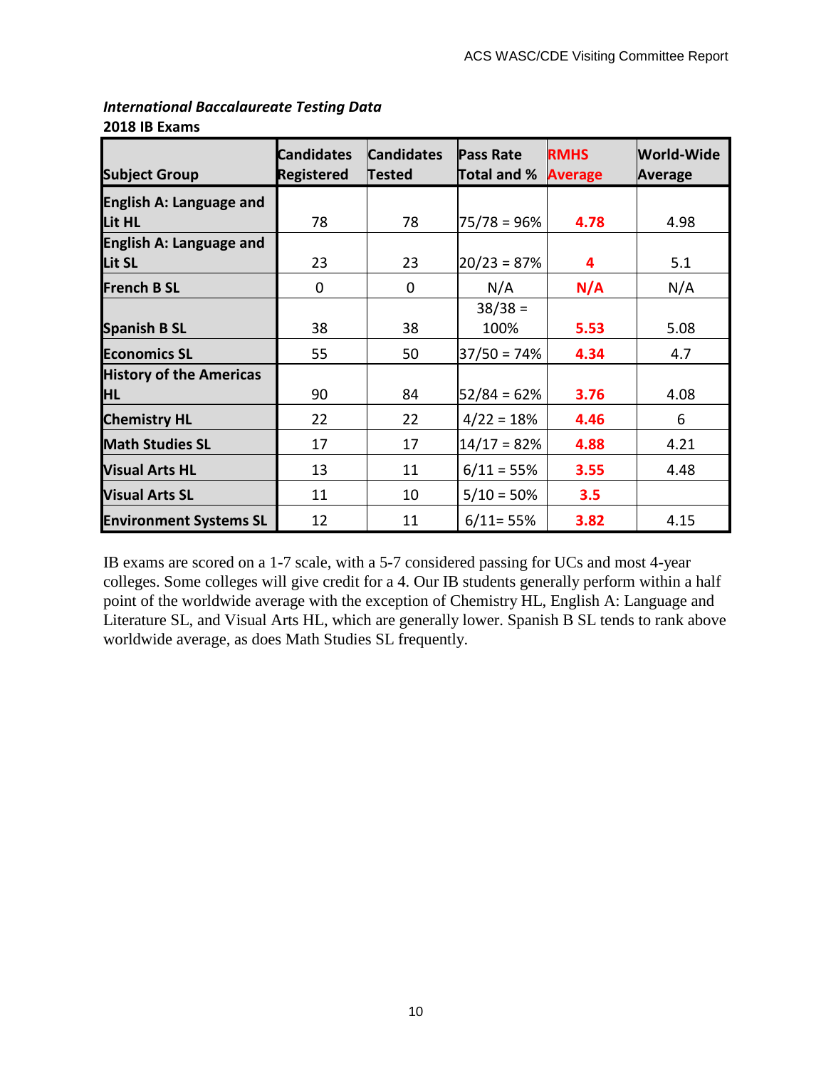***International Baccalaureate Testing Data***

**2018 IB Exams**

| Subject Group | Candidates Registered | Candidates Tested | Pass Rate Total and % | RMHS Average | World-Wide Average |
|---|---|---|---|---|---|
| **English A: Language and Lit HL** | 78 | 78 | 75/78 = 96% | **4.78** | 4.98 |
| **English A: Language and Lit SL** | 23 | 23 | 20/23 = 87% | **4** | 5.1 |
| **French B SL** | 0 | 0 | N/A | **N/A** | N/A |
| **Spanish B SL** | 38 | 38 | 38/38 = 100% | **5.53** | 5.08 |
| **Economics SL** | 55 | 50 | 37/50 = 74% | **4.34** | 4.7 |
| **History of the Americas HL** | 90 | 84 | 52/84 = 62% | **3.76** | 4.08 |
| **Chemistry HL** | 22 | 22 | 4/22 = 18% | **4.46** | 6 |
| **Math Studies SL** | 17 | 17 | 14/17 = 82% | **4.88** | 4.21 |
| **Visual Arts HL** | 13 | 11 | 6/11 = 55% | **3.55** | 4.48 |
| **Visual Arts SL** | 11 | 10 | 5/10 = 50% | **3.5** | |
| **Environment Systems SL** | 12 | 11 | 6/11= 55% | **3.82** | 4.15 |

IB exams are scored on a 1-7 scale, with a 5-7 considered passing for UCs and most 4-year colleges. Some colleges will give credit for a 4. Our IB students generally perform within a half point of the worldwide average with the exception of Chemistry HL, English A: Language and Literature SL, and Visual Arts HL, which are generally lower. Spanish B SL tends to rank above worldwide average, as does Math Studies SL frequently.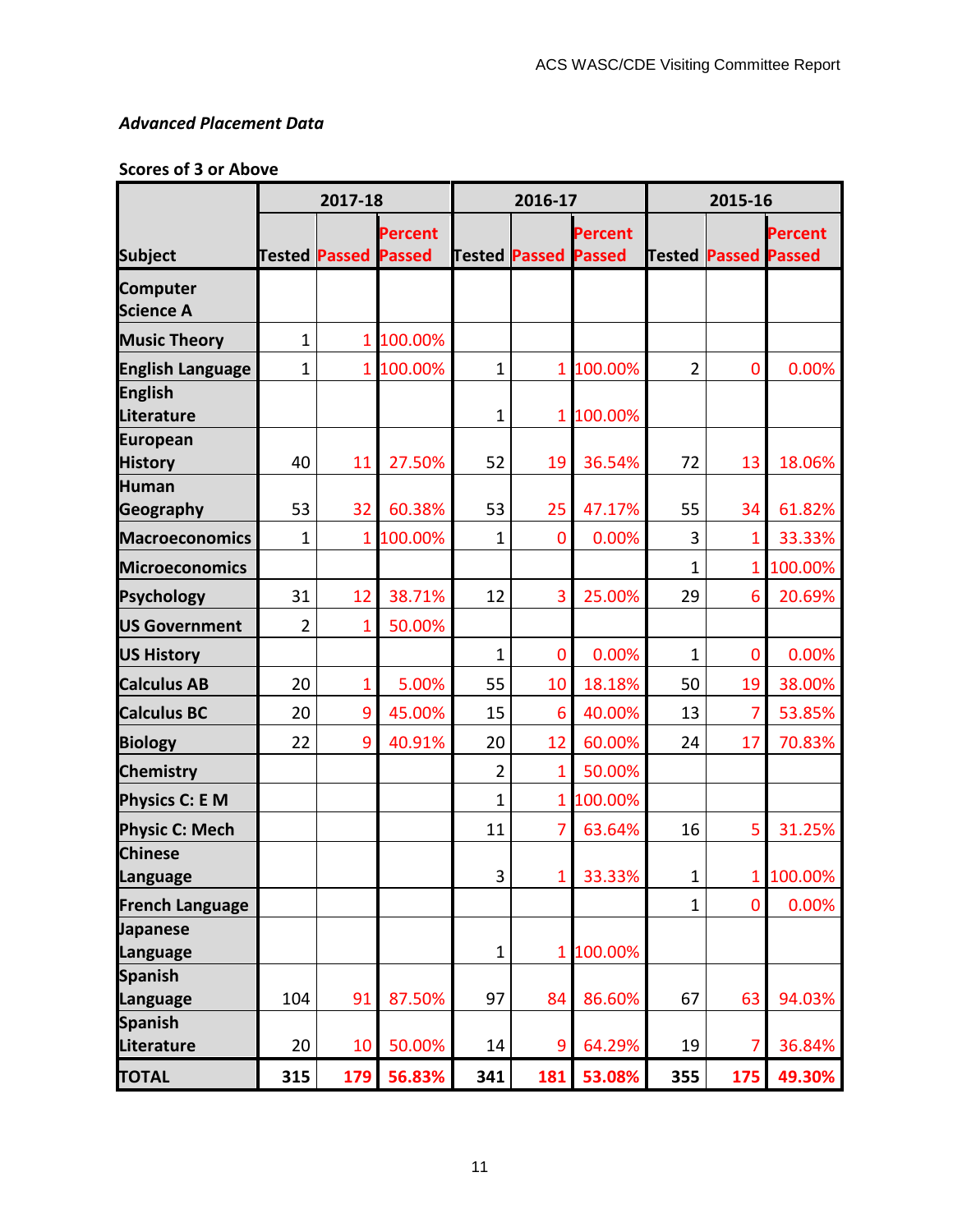*Advanced Placement Data*

**Scores of 3 or Above**

| Subject | 2017-18 | | | 2016-17 | | | 2015-16 | | |
|---|---|---|---|---|---|---|---|---|---|
| | Tested | Passed | Percent Passed | Tested | Passed | Percent Passed | Tested | Passed | Percent Passed |
| Computer Science A | | | | | | | | | |
| Music Theory | 1 | 1 | 100.00% | | | | | | |
| English Language | 1 | 1 | 100.00% | 1 | 1 | 100.00% | 2 | 0 | 0.00% |
| English Literature | | | | 1 | 1 | 100.00% | | | |
| European History | 40 | 11 | 27.50% | 52 | 19 | 36.54% | 72 | 13 | 18.06% |
| Human Geography | 53 | 32 | 60.38% | 53 | 25 | 47.17% | 55 | 34 | 61.82% |
| Macroeconomics | 1 | 1 | 100.00% | 1 | 0 | 0.00% | 3 | 1 | 33.33% |
| Microeconomics | | | | | | | 1 | 1 | 100.00% |
| Psychology | 31 | 12 | 38.71% | 12 | 3 | 25.00% | 29 | 6 | 20.69% |
| US Government | 2 | 1 | 50.00% | | | | | | |
| US History | | | | 1 | 0 | 0.00% | 1 | 0 | 0.00% |
| Calculus AB | 20 | 1 | 5.00% | 55 | 10 | 18.18% | 50 | 19 | 38.00% |
| Calculus BC | 20 | 9 | 45.00% | 15 | 6 | 40.00% | 13 | 7 | 53.85% |
| Biology | 22 | 9 | 40.91% | 20 | 12 | 60.00% | 24 | 17 | 70.83% |
| Chemistry | | | | 2 | 1 | 50.00% | | | |
| Physics C: E M | | | | 1 | 1 | 100.00% | | | |
| Physic C: Mech | | | | 11 | 7 | 63.64% | 16 | 5 | 31.25% |
| Chinese Language | | | | 3 | 1 | 33.33% | 1 | 1 | 100.00% |
| French Language | | | | | | | 1 | 0 | 0.00% |
| Japanese Language | | | | 1 | 1 | 100.00% | | | |
| Spanish Language | 104 | 91 | 87.50% | 97 | 84 | 86.60% | 67 | 63 | 94.03% |
| Spanish Literature | 20 | 10 | 50.00% | 14 | 9 | 64.29% | 19 | 7 | 36.84% |
| **TOTAL** | **315** | **179** | **56.83%** | **341** | **181** | **53.08%** | **355** | **175** | **49.30%** |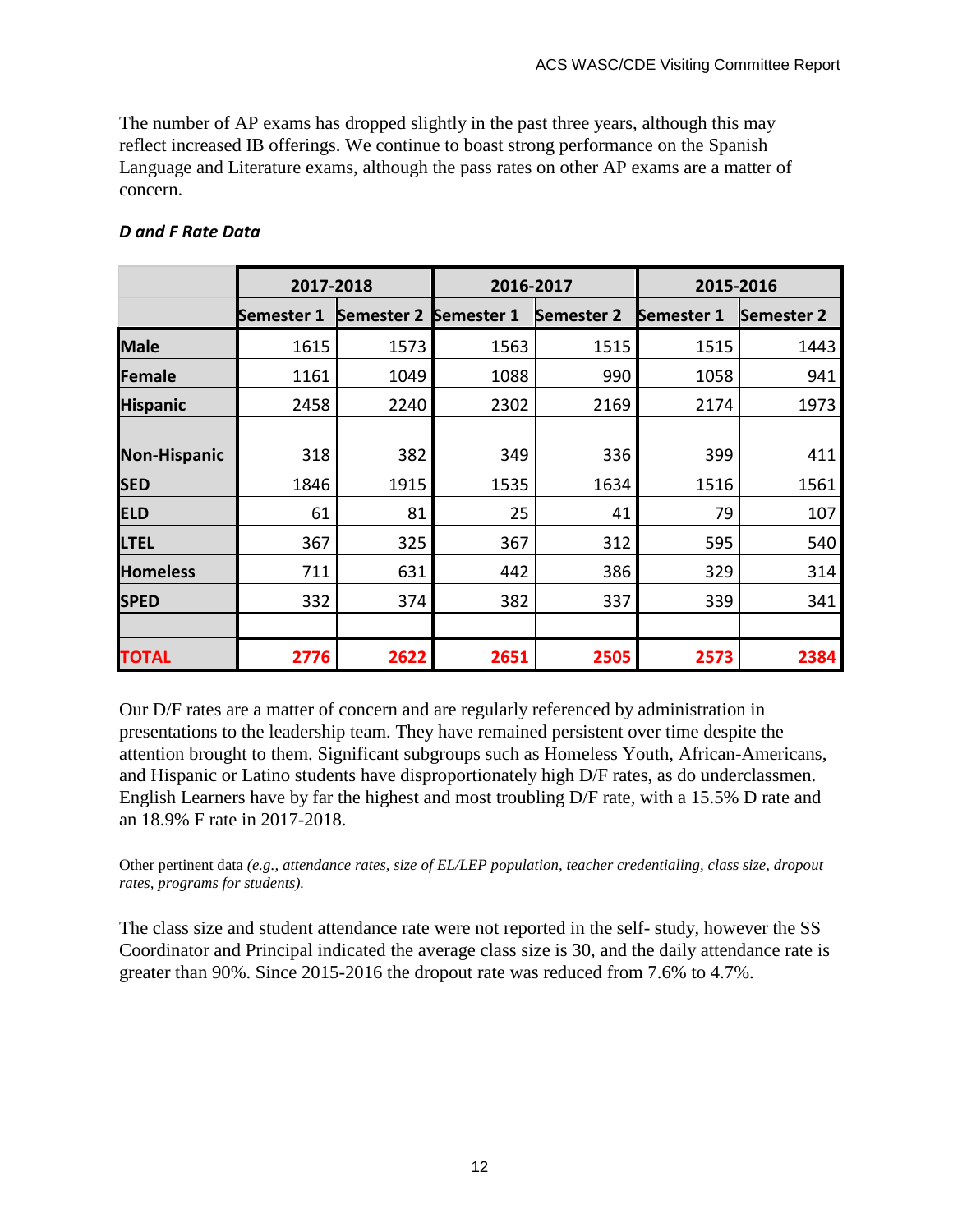The number of AP exams has dropped slightly in the past three years, although this may reflect increased IB offerings. We continue to boast strong performance on the Spanish Language and Literature exams, although the pass rates on other AP exams are a matter of concern.

***D and F Rate Data***

| | 2017-2018 | | 2016-2017 | | 2015-2016 | |
|---|---|---|---|---|---|---|
| | Semester 1 | Semester 2 | Semester 1 | Semester 2 | Semester 1 | Semester 2 |
| **Male** | 1615 | 1573 | 1563 | 1515 | 1515 | 1443 |
| **Female** | 1161 | 1049 | 1088 | 990 | 1058 | 941 |
| **Hispanic** | 2458 | 2240 | 2302 | 2169 | 2174 | 1973 |
| **Non-Hispanic** | 318 | 382 | 349 | 336 | 399 | 411 |
| **SED** | 1846 | 1915 | 1535 | 1634 | 1516 | 1561 |
| **ELD** | 61 | 81 | 25 | 41 | 79 | 107 |
| **LTEL** | 367 | 325 | 367 | 312 | 595 | 540 |
| **Homeless** | 711 | 631 | 442 | 386 | 329 | 314 |
| **SPED** | 332 | 374 | 382 | 337 | 339 | 341 |
| | | | | | | |
| **TOTAL** | **2776** | **2622** | **2651** | **2505** | **2573** | **2384** |

Our D/F rates are a matter of concern and are regularly referenced by administration in presentations to the leadership team. They have remained persistent over time despite the attention brought to them. Significant subgroups such as Homeless Youth, African-Americans, and Hispanic or Latino students have disproportionately high D/F rates, as do underclassmen. English Learners have by far the highest and most troubling D/F rate, with a 15.5% D rate and an 18.9% F rate in 2017-2018.

Other pertinent data *(e.g., attendance rates, size of EL/LEP population, teacher credentialing, class size, dropout rates, programs for students).*

The class size and student attendance rate were not reported in the self- study, however the SS Coordinator and Principal indicated the average class size is 30, and the daily attendance rate is greater than 90%. Since 2015-2016 the dropout rate was reduced from 7.6% to 4.7%.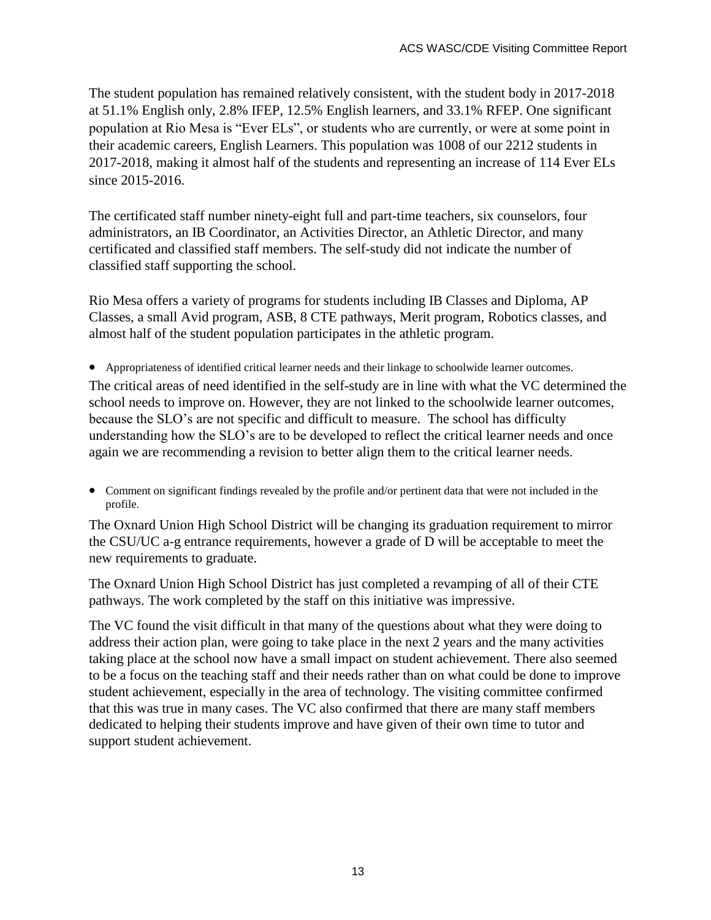The student population has remained relatively consistent, with the student body in 2017-2018 at 51.1% English only, 2.8% IFEP, 12.5% English learners, and 33.1% RFEP. One significant population at Rio Mesa is "Ever ELs", or students who are currently, or were at some point in their academic careers, English Learners. This population was 1008 of our 2212 students in 2017-2018, making it almost half of the students and representing an increase of 114 Ever ELs since 2015-2016.

The certificated staff number ninety-eight full and part-time teachers, six counselors, four administrators, an IB Coordinator, an Activities Director, an Athletic Director, and many certificated and classified staff members. The self-study did not indicate the number of classified staff supporting the school.

Rio Mesa offers a variety of programs for students including IB Classes and Diploma, AP Classes, a small Avid program, ASB, 8 CTE pathways, Merit program, Robotics classes, and almost half of the student population participates in the athletic program.

- Appropriateness of identified critical learner needs and their linkage to schoolwide learner outcomes.

The critical areas of need identified in the self-study are in line with what the VC determined the school needs to improve on. However, they are not linked to the schoolwide learner outcomes, because the SLO's are not specific and difficult to measure. The school has difficulty understanding how the SLO's are to be developed to reflect the critical learner needs and once again we are recommending a revision to better align them to the critical learner needs.

- Comment on significant findings revealed by the profile and/or pertinent data that were not included in the profile.

The Oxnard Union High School District will be changing its graduation requirement to mirror the CSU/UC a-g entrance requirements, however a grade of D will be acceptable to meet the new requirements to graduate.

The Oxnard Union High School District has just completed a revamping of all of their CTE pathways. The work completed by the staff on this initiative was impressive.

The VC found the visit difficult in that many of the questions about what they were doing to address their action plan, were going to take place in the next 2 years and the many activities taking place at the school now have a small impact on student achievement. There also seemed to be a focus on the teaching staff and their needs rather than on what could be done to improve student achievement, especially in the area of technology. The visiting committee confirmed that this was true in many cases. The VC also confirmed that there are many staff members dedicated to helping their students improve and have given of their own time to tutor and support student achievement.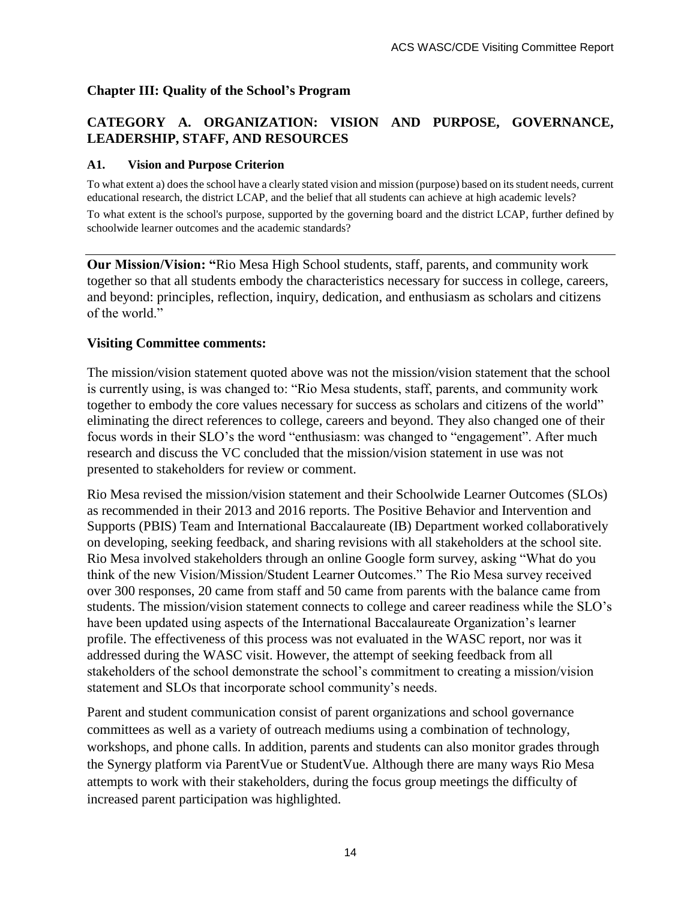## Chapter III: Quality of the School's Program

## CATEGORY A. ORGANIZATION: VISION AND PURPOSE, GOVERNANCE, LEADERSHIP, STAFF, AND RESOURCES

### A1. Vision and Purpose Criterion

To what extent a) does the school have a clearly stated vision and mission (purpose) based on its student needs, current educational research, the district LCAP, and the belief that all students can achieve at high academic levels?

To what extent is the school's purpose, supported by the governing board and the district LCAP, further defined by schoolwide learner outcomes and the academic standards?

---

**Our Mission/Vision: "**Rio Mesa High School students, staff, parents, and community work together so that all students embody the characteristics necessary for success in college, careers, and beyond: principles, reflection, inquiry, dedication, and enthusiasm as scholars and citizens of the world."

### Visiting Committee comments:

The mission/vision statement quoted above was not the mission/vision statement that the school is currently using, is was changed to: "Rio Mesa students, staff, parents, and community work together to embody the core values necessary for success as scholars and citizens of the world" eliminating the direct references to college, careers and beyond. They also changed one of their focus words in their SLO's the word "enthusiasm: was changed to "engagement". After much research and discuss the VC concluded that the mission/vision statement in use was not presented to stakeholders for review or comment.

Rio Mesa revised the mission/vision statement and their Schoolwide Learner Outcomes (SLOs) as recommended in their 2013 and 2016 reports. The Positive Behavior and Intervention and Supports (PBIS) Team and International Baccalaureate (IB) Department worked collaboratively on developing, seeking feedback, and sharing revisions with all stakeholders at the school site. Rio Mesa involved stakeholders through an online Google form survey, asking "What do you think of the new Vision/Mission/Student Learner Outcomes." The Rio Mesa survey received over 300 responses, 20 came from staff and 50 came from parents with the balance came from students. The mission/vision statement connects to college and career readiness while the SLO's have been updated using aspects of the International Baccalaureate Organization's learner profile. The effectiveness of this process was not evaluated in the WASC report, nor was it addressed during the WASC visit. However, the attempt of seeking feedback from all stakeholders of the school demonstrate the school's commitment to creating a mission/vision statement and SLOs that incorporate school community's needs.

Parent and student communication consist of parent organizations and school governance committees as well as a variety of outreach mediums using a combination of technology, workshops, and phone calls. In addition, parents and students can also monitor grades through the Synergy platform via ParentVue or StudentVue. Although there are many ways Rio Mesa attempts to work with their stakeholders, during the focus group meetings the difficulty of increased parent participation was highlighted.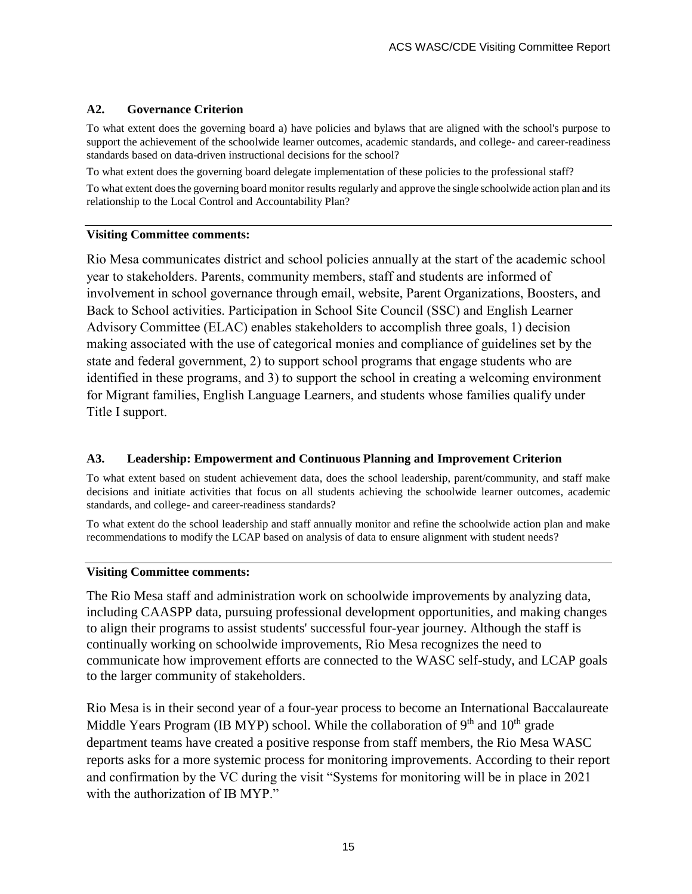### A2. Governance Criterion

To what extent does the governing board a) have policies and bylaws that are aligned with the school's purpose to support the achievement of the schoolwide learner outcomes, academic standards, and college- and career-readiness standards based on data-driven instructional decisions for the school?

To what extent does the governing board delegate implementation of these policies to the professional staff?

To what extent does the governing board monitor results regularly and approve the single schoolwide action plan and its relationship to the Local Control and Accountability Plan?

**Visiting Committee comments:**

Rio Mesa communicates district and school policies annually at the start of the academic school year to stakeholders. Parents, community members, staff and students are informed of involvement in school governance through email, website, Parent Organizations, Boosters, and Back to School activities. Participation in School Site Council (SSC) and English Learner Advisory Committee (ELAC) enables stakeholders to accomplish three goals, 1) decision making associated with the use of categorical monies and compliance of guidelines set by the state and federal government, 2) to support school programs that engage students who are identified in these programs, and 3) to support the school in creating a welcoming environment for Migrant families, English Language Learners, and students whose families qualify under Title I support.

### A3. Leadership: Empowerment and Continuous Planning and Improvement Criterion

To what extent based on student achievement data, does the school leadership, parent/community, and staff make decisions and initiate activities that focus on all students achieving the schoolwide learner outcomes, academic standards, and college- and career-readiness standards?

To what extent do the school leadership and staff annually monitor and refine the schoolwide action plan and make recommendations to modify the LCAP based on analysis of data to ensure alignment with student needs?

**Visiting Committee comments:**

The Rio Mesa staff and administration work on schoolwide improvements by analyzing data, including CAASPP data, pursuing professional development opportunities, and making changes to align their programs to assist students' successful four-year journey. Although the staff is continually working on schoolwide improvements, Rio Mesa recognizes the need to communicate how improvement efforts are connected to the WASC self-study, and LCAP goals to the larger community of stakeholders.

Rio Mesa is in their second year of a four-year process to become an International Baccalaureate Middle Years Program (IB MYP) school. While the collaboration of 9th and 10th grade department teams have created a positive response from staff members, the Rio Mesa WASC reports asks for a more systemic process for monitoring improvements. According to their report and confirmation by the VC during the visit "Systems for monitoring will be in place in 2021 with the authorization of IB MYP."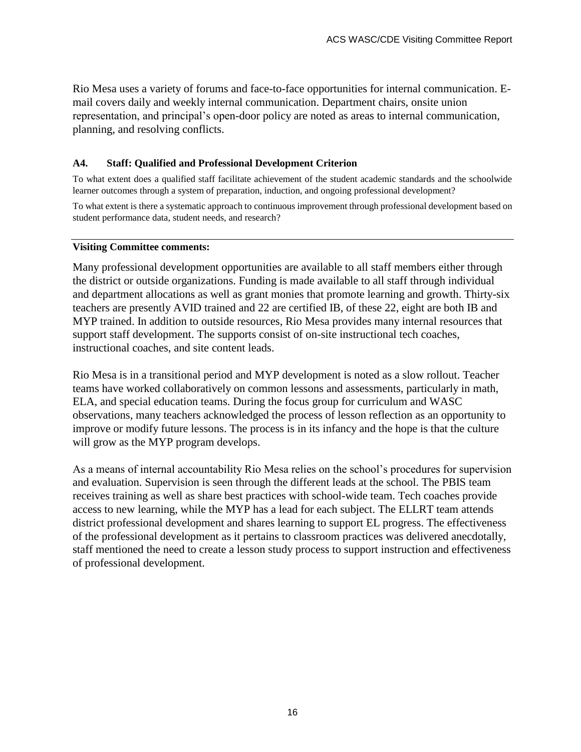Rio Mesa uses a variety of forums and face-to-face opportunities for internal communication. E-mail covers daily and weekly internal communication. Department chairs, onsite union representation, and principal's open-door policy are noted as areas to internal communication, planning, and resolving conflicts.

#### A4. Staff: Qualified and Professional Development Criterion

To what extent does a qualified staff facilitate achievement of the student academic standards and the schoolwide learner outcomes through a system of preparation, induction, and ongoing professional development?

To what extent is there a systematic approach to continuous improvement through professional development based on student performance data, student needs, and research?

---

**Visiting Committee comments:**

Many professional development opportunities are available to all staff members either through the district or outside organizations. Funding is made available to all staff through individual and department allocations as well as grant monies that promote learning and growth. Thirty-six teachers are presently AVID trained and 22 are certified IB, of these 22, eight are both IB and MYP trained. In addition to outside resources, Rio Mesa provides many internal resources that support staff development. The supports consist of on-site instructional tech coaches, instructional coaches, and site content leads.

Rio Mesa is in a transitional period and MYP development is noted as a slow rollout. Teacher teams have worked collaboratively on common lessons and assessments, particularly in math, ELA, and special education teams. During the focus group for curriculum and WASC observations, many teachers acknowledged the process of lesson reflection as an opportunity to improve or modify future lessons. The process is in its infancy and the hope is that the culture will grow as the MYP program develops.

As a means of internal accountability Rio Mesa relies on the school's procedures for supervision and evaluation. Supervision is seen through the different leads at the school. The PBIS team receives training as well as share best practices with school-wide team. Tech coaches provide access to new learning, while the MYP has a lead for each subject. The ELLRT team attends district professional development and shares learning to support EL progress. The effectiveness of the professional development as it pertains to classroom practices was delivered anecdotally, staff mentioned the need to create a lesson study process to support instruction and effectiveness of professional development.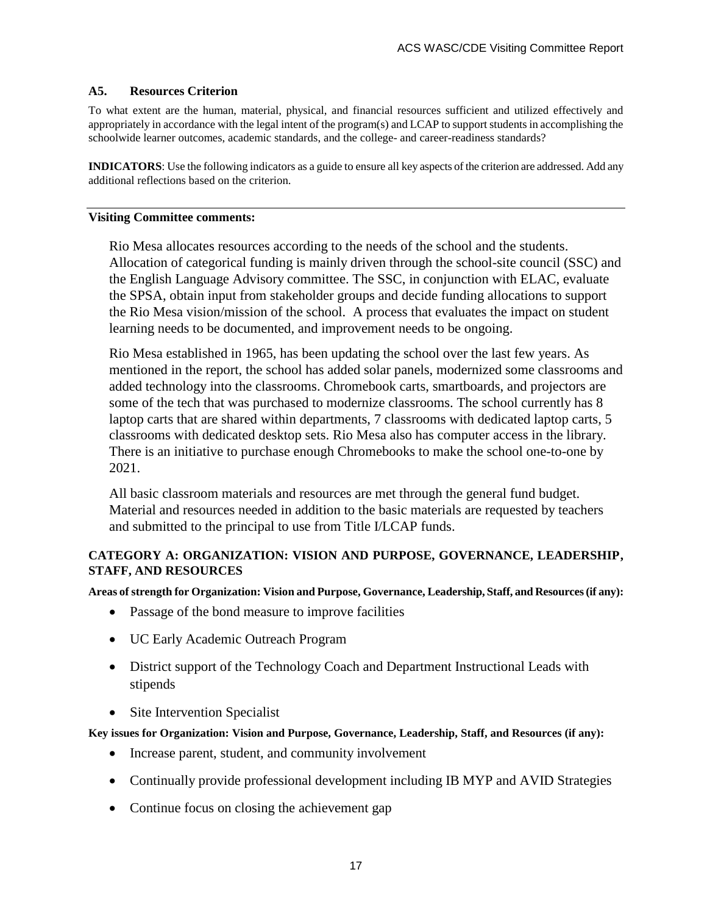### A5. Resources Criterion

To what extent are the human, material, physical, and financial resources sufficient and utilized effectively and appropriately in accordance with the legal intent of the program(s) and LCAP to support students in accomplishing the schoolwide learner outcomes, academic standards, and the college- and career-readiness standards?

**INDICATORS**: Use the following indicators as a guide to ensure all key aspects of the criterion are addressed. Add any additional reflections based on the criterion.

---

**Visiting Committee comments:**

Rio Mesa allocates resources according to the needs of the school and the students. Allocation of categorical funding is mainly driven through the school-site council (SSC) and the English Language Advisory committee. The SSC, in conjunction with ELAC, evaluate the SPSA, obtain input from stakeholder groups and decide funding allocations to support the Rio Mesa vision/mission of the school. A process that evaluates the impact on student learning needs to be documented, and improvement needs to be ongoing.

Rio Mesa established in 1965, has been updating the school over the last few years. As mentioned in the report, the school has added solar panels, modernized some classrooms and added technology into the classrooms. Chromebook carts, smartboards, and projectors are some of the tech that was purchased to modernize classrooms. The school currently has 8 laptop carts that are shared within departments, 7 classrooms with dedicated laptop carts, 5 classrooms with dedicated desktop sets. Rio Mesa also has computer access in the library. There is an initiative to purchase enough Chromebooks to make the school one-to-one by 2021.

All basic classroom materials and resources are met through the general fund budget. Material and resources needed in addition to the basic materials are requested by teachers and submitted to the principal to use from Title I/LCAP funds.

### CATEGORY A: ORGANIZATION: VISION AND PURPOSE, GOVERNANCE, LEADERSHIP, STAFF, AND RESOURCES

**Areas of strength for Organization: Vision and Purpose, Governance, Leadership, Staff, and Resources (if any):**

- Passage of the bond measure to improve facilities
- UC Early Academic Outreach Program
- District support of the Technology Coach and Department Instructional Leads with stipends
- Site Intervention Specialist

**Key issues for Organization: Vision and Purpose, Governance, Leadership, Staff, and Resources (if any):**

- Increase parent, student, and community involvement
- Continually provide professional development including IB MYP and AVID Strategies
- Continue focus on closing the achievement gap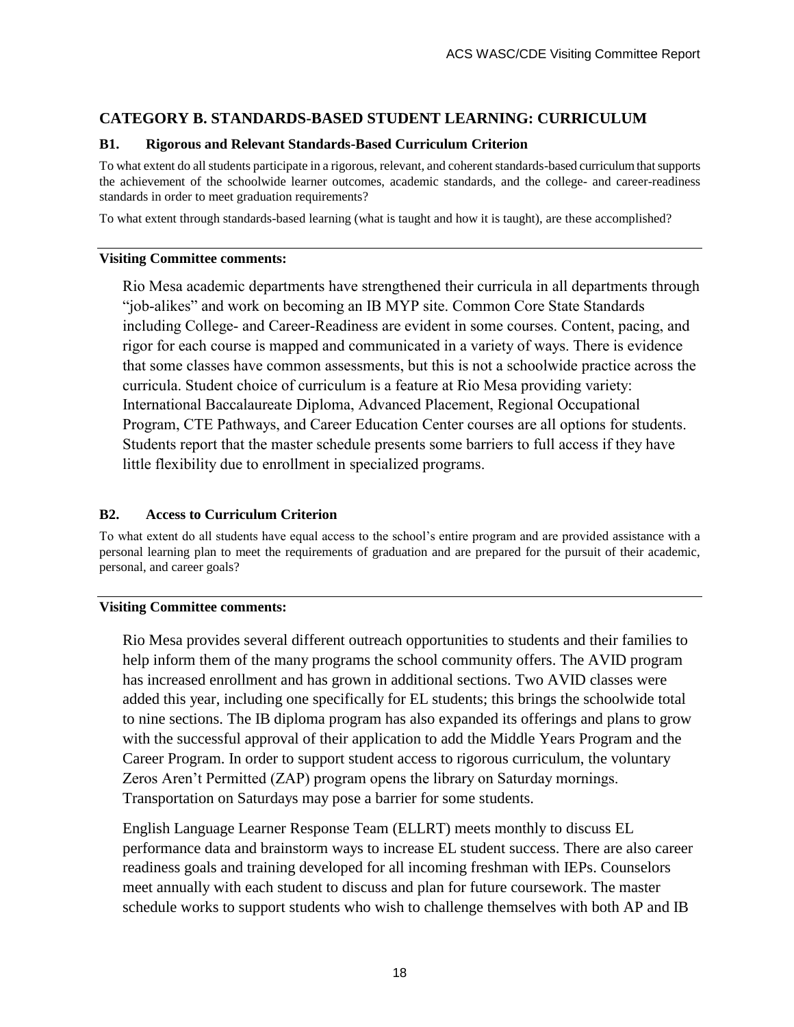## CATEGORY B. STANDARDS-BASED STUDENT LEARNING: CURRICULUM

### B1. Rigorous and Relevant Standards-Based Curriculum Criterion

To what extent do all students participate in a rigorous, relevant, and coherent standards-based curriculum that supports the achievement of the schoolwide learner outcomes, academic standards, and the college- and career-readiness standards in order to meet graduation requirements?

To what extent through standards-based learning (what is taught and how it is taught), are these accomplished?

**Visiting Committee comments:**

Rio Mesa academic departments have strengthened their curricula in all departments through "job-alikes" and work on becoming an IB MYP site. Common Core State Standards including College- and Career-Readiness are evident in some courses. Content, pacing, and rigor for each course is mapped and communicated in a variety of ways. There is evidence that some classes have common assessments, but this is not a schoolwide practice across the curricula. Student choice of curriculum is a feature at Rio Mesa providing variety: International Baccalaureate Diploma, Advanced Placement, Regional Occupational Program, CTE Pathways, and Career Education Center courses are all options for students. Students report that the master schedule presents some barriers to full access if they have little flexibility due to enrollment in specialized programs.

### B2. Access to Curriculum Criterion

To what extent do all students have equal access to the school's entire program and are provided assistance with a personal learning plan to meet the requirements of graduation and are prepared for the pursuit of their academic, personal, and career goals?

**Visiting Committee comments:**

Rio Mesa provides several different outreach opportunities to students and their families to help inform them of the many programs the school community offers. The AVID program has increased enrollment and has grown in additional sections. Two AVID classes were added this year, including one specifically for EL students; this brings the schoolwide total to nine sections. The IB diploma program has also expanded its offerings and plans to grow with the successful approval of their application to add the Middle Years Program and the Career Program. In order to support student access to rigorous curriculum, the voluntary Zeros Aren't Permitted (ZAP) program opens the library on Saturday mornings. Transportation on Saturdays may pose a barrier for some students.

English Language Learner Response Team (ELLRT) meets monthly to discuss EL performance data and brainstorm ways to increase EL student success. There are also career readiness goals and training developed for all incoming freshman with IEPs. Counselors meet annually with each student to discuss and plan for future coursework. The master schedule works to support students who wish to challenge themselves with both AP and IB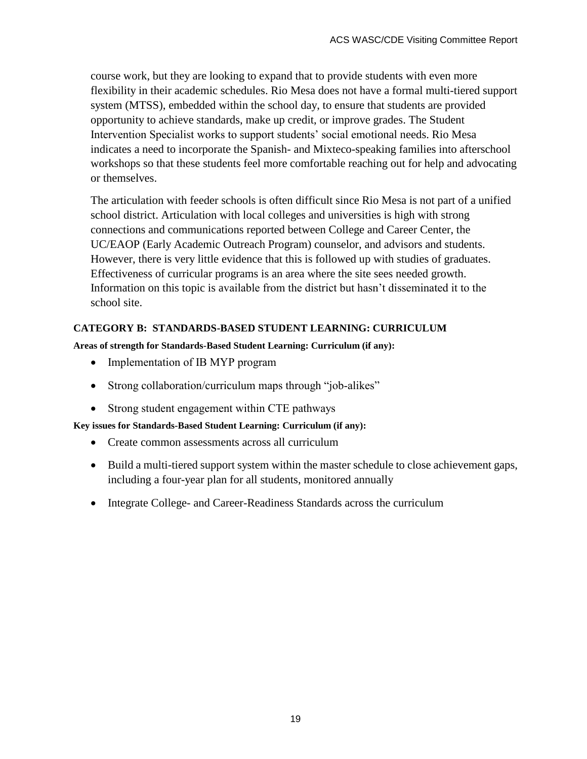course work, but they are looking to expand that to provide students with even more flexibility in their academic schedules. Rio Mesa does not have a formal multi-tiered support system (MTSS), embedded within the school day, to ensure that students are provided opportunity to achieve standards, make up credit, or improve grades. The Student Intervention Specialist works to support students' social emotional needs. Rio Mesa indicates a need to incorporate the Spanish- and Mixteco-speaking families into afterschool workshops so that these students feel more comfortable reaching out for help and advocating or themselves.

The articulation with feeder schools is often difficult since Rio Mesa is not part of a unified school district. Articulation with local colleges and universities is high with strong connections and communications reported between College and Career Center, the UC/EAOP (Early Academic Outreach Program) counselor, and advisors and students. However, there is very little evidence that this is followed up with studies of graduates. Effectiveness of curricular programs is an area where the site sees needed growth. Information on this topic is available from the district but hasn't disseminated it to the school site.

### CATEGORY B: STANDARDS-BASED STUDENT LEARNING: CURRICULUM

**Areas of strength for Standards-Based Student Learning: Curriculum (if any):**

- Implementation of IB MYP program
- Strong collaboration/curriculum maps through "job-alikes"
- Strong student engagement within CTE pathways

**Key issues for Standards-Based Student Learning: Curriculum (if any):**

- Create common assessments across all curriculum
- Build a multi-tiered support system within the master schedule to close achievement gaps, including a four-year plan for all students, monitored annually
- Integrate College- and Career-Readiness Standards across the curriculum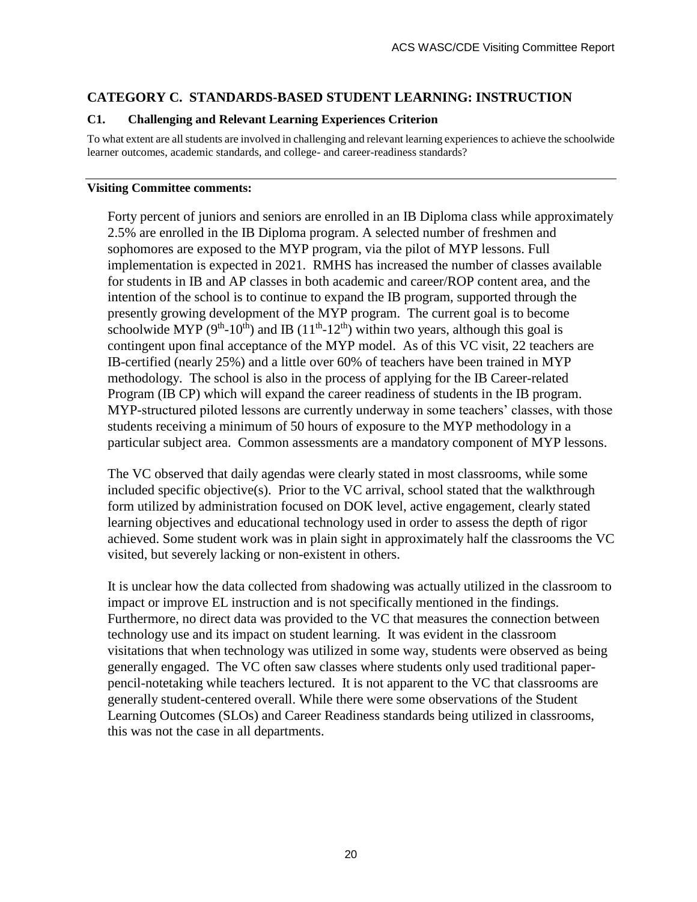## CATEGORY C. STANDARDS-BASED STUDENT LEARNING: INSTRUCTION

### C1. Challenging and Relevant Learning Experiences Criterion

To what extent are all students are involved in challenging and relevant learning experiences to achieve the schoolwide learner outcomes, academic standards, and college- and career-readiness standards?

**Visiting Committee comments:**

Forty percent of juniors and seniors are enrolled in an IB Diploma class while approximately 2.5% are enrolled in the IB Diploma program. A selected number of freshmen and sophomores are exposed to the MYP program, via the pilot of MYP lessons. Full implementation is expected in 2021. RMHS has increased the number of classes available for students in IB and AP classes in both academic and career/ROP content area, and the intention of the school is to continue to expand the IB program, supported through the presently growing development of the MYP program. The current goal is to become schoolwide MYP ($9^{th}$-$10^{th}$) and IB ($11^{th}$-$12^{th}$) within two years, although this goal is contingent upon final acceptance of the MYP model. As of this VC visit, 22 teachers are IB-certified (nearly 25%) and a little over 60% of teachers have been trained in MYP methodology. The school is also in the process of applying for the IB Career-related Program (IB CP) which will expand the career readiness of students in the IB program. MYP-structured piloted lessons are currently underway in some teachers' classes, with those students receiving a minimum of 50 hours of exposure to the MYP methodology in a particular subject area. Common assessments are a mandatory component of MYP lessons.

The VC observed that daily agendas were clearly stated in most classrooms, while some included specific objective(s). Prior to the VC arrival, school stated that the walkthrough form utilized by administration focused on DOK level, active engagement, clearly stated learning objectives and educational technology used in order to assess the depth of rigor achieved. Some student work was in plain sight in approximately half the classrooms the VC visited, but severely lacking or non-existent in others.

It is unclear how the data collected from shadowing was actually utilized in the classroom to impact or improve EL instruction and is not specifically mentioned in the findings. Furthermore, no direct data was provided to the VC that measures the connection between technology use and its impact on student learning. It was evident in the classroom visitations that when technology was utilized in some way, students were observed as being generally engaged. The VC often saw classes where students only used traditional paper-pencil-notetaking while teachers lectured. It is not apparent to the VC that classrooms are generally student-centered overall. While there were some observations of the Student Learning Outcomes (SLOs) and Career Readiness standards being utilized in classrooms, this was not the case in all departments.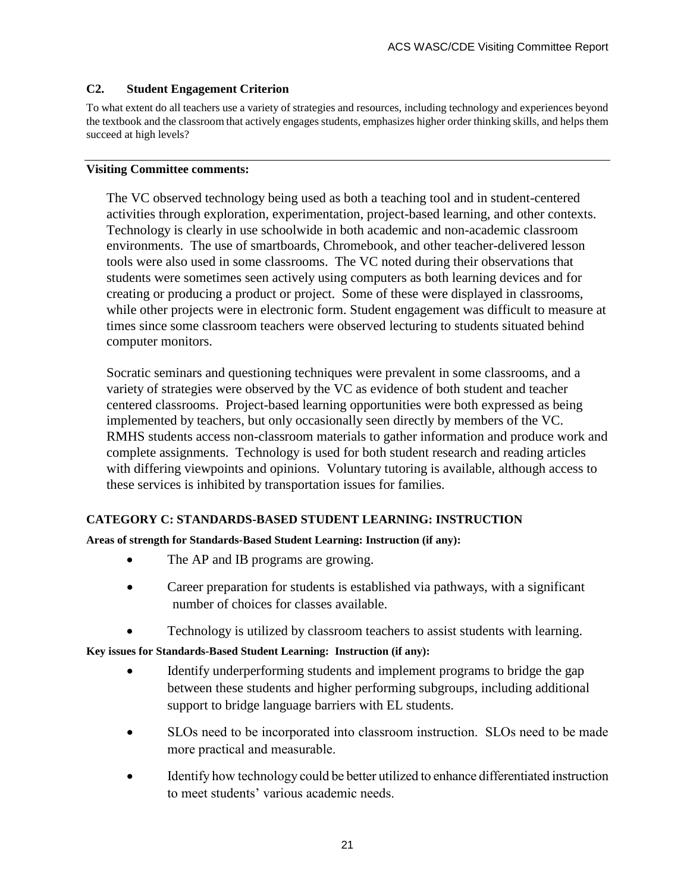### C2. Student Engagement Criterion

To what extent do all teachers use a variety of strategies and resources, including technology and experiences beyond the textbook and the classroom that actively engages students, emphasizes higher order thinking skills, and helps them succeed at high levels?

---

**Visiting Committee comments:**

The VC observed technology being used as both a teaching tool and in student-centered activities through exploration, experimentation, project-based learning, and other contexts. Technology is clearly in use schoolwide in both academic and non-academic classroom environments. The use of smartboards, Chromebook, and other teacher-delivered lesson tools were also used in some classrooms. The VC noted during their observations that students were sometimes seen actively using computers as both learning devices and for creating or producing a product or project. Some of these were displayed in classrooms, while other projects were in electronic form. Student engagement was difficult to measure at times since some classroom teachers were observed lecturing to students situated behind computer monitors.

Socratic seminars and questioning techniques were prevalent in some classrooms, and a variety of strategies were observed by the VC as evidence of both student and teacher centered classrooms. Project-based learning opportunities were both expressed as being implemented by teachers, but only occasionally seen directly by members of the VC. RMHS students access non-classroom materials to gather information and produce work and complete assignments. Technology is used for both student research and reading articles with differing viewpoints and opinions. Voluntary tutoring is available, although access to these services is inhibited by transportation issues for families.

### CATEGORY C: STANDARDS-BASED STUDENT LEARNING: INSTRUCTION

**Areas of strength for Standards-Based Student Learning: Instruction (if any):**

- The AP and IB programs are growing.
- Career preparation for students is established via pathways, with a significant number of choices for classes available.
- Technology is utilized by classroom teachers to assist students with learning.

**Key issues for Standards-Based Student Learning: Instruction (if any):**

- Identify underperforming students and implement programs to bridge the gap between these students and higher performing subgroups, including additional support to bridge language barriers with EL students.
- SLOs need to be incorporated into classroom instruction. SLOs need to be made more practical and measurable.
- Identify how technology could be better utilized to enhance differentiated instruction to meet students' various academic needs.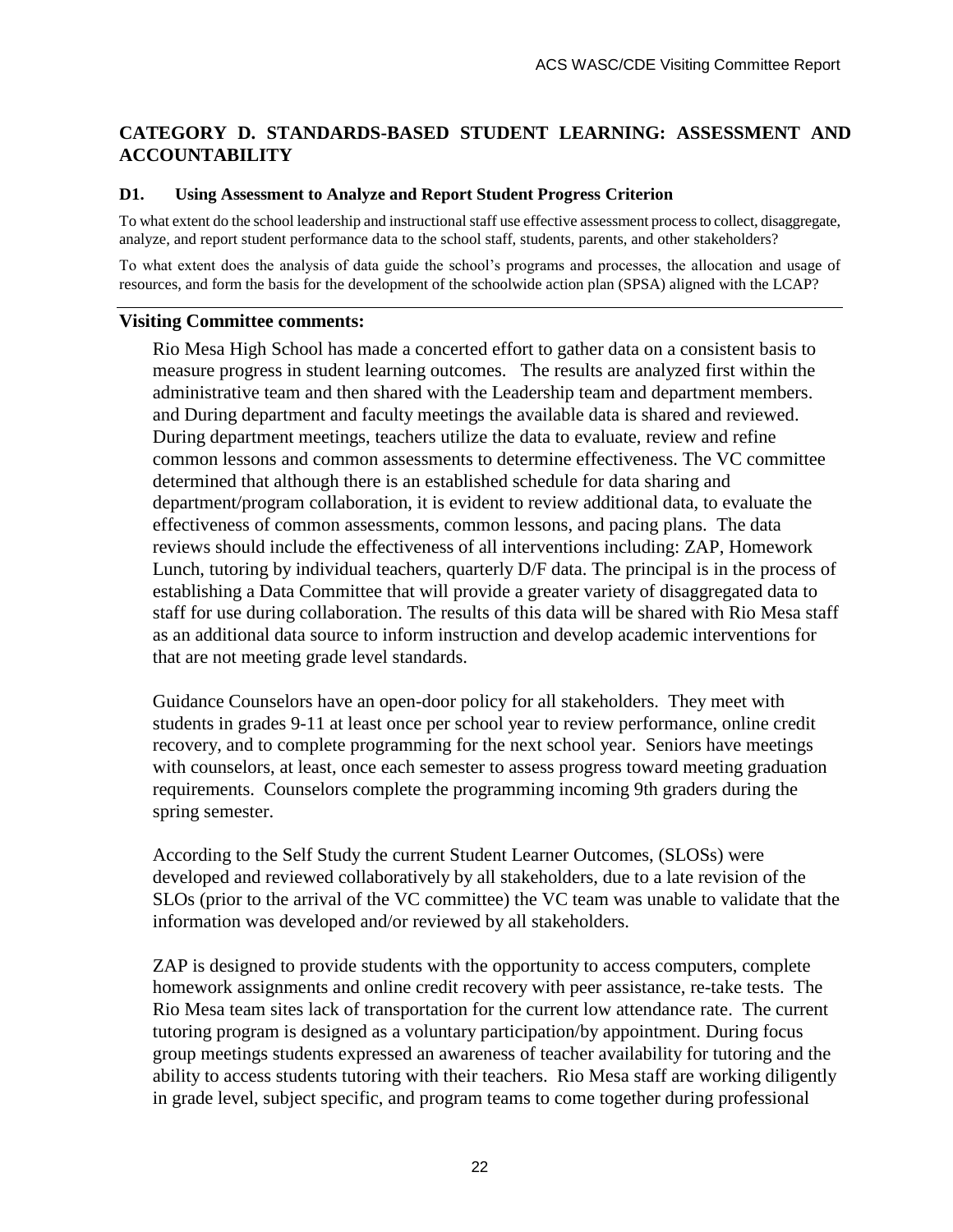## CATEGORY D. STANDARDS-BASED STUDENT LEARNING: ASSESSMENT AND ACCOUNTABILITY

### D1. Using Assessment to Analyze and Report Student Progress Criterion

To what extent do the school leadership and instructional staff use effective assessment process to collect, disaggregate, analyze, and report student performance data to the school staff, students, parents, and other stakeholders?

To what extent does the analysis of data guide the school's programs and processes, the allocation and usage of resources, and form the basis for the development of the schoolwide action plan (SPSA) aligned with the LCAP?

---

### Visiting Committee comments:

Rio Mesa High School has made a concerted effort to gather data on a consistent basis to measure progress in student learning outcomes. The results are analyzed first within the administrative team and then shared with the Leadership team and department members. and During department and faculty meetings the available data is shared and reviewed. During department meetings, teachers utilize the data to evaluate, review and refine common lessons and common assessments to determine effectiveness. The VC committee determined that although there is an established schedule for data sharing and department/program collaboration, it is evident to review additional data, to evaluate the effectiveness of common assessments, common lessons, and pacing plans. The data reviews should include the effectiveness of all interventions including: ZAP, Homework Lunch, tutoring by individual teachers, quarterly D/F data. The principal is in the process of establishing a Data Committee that will provide a greater variety of disaggregated data to staff for use during collaboration. The results of this data will be shared with Rio Mesa staff as an additional data source to inform instruction and develop academic interventions for that are not meeting grade level standards.

Guidance Counselors have an open-door policy for all stakeholders. They meet with students in grades 9-11 at least once per school year to review performance, online credit recovery, and to complete programming for the next school year. Seniors have meetings with counselors, at least, once each semester to assess progress toward meeting graduation requirements. Counselors complete the programming incoming 9th graders during the spring semester.

According to the Self Study the current Student Learner Outcomes, (SLOSs) were developed and reviewed collaboratively by all stakeholders, due to a late revision of the SLOs (prior to the arrival of the VC committee) the VC team was unable to validate that the information was developed and/or reviewed by all stakeholders.

ZAP is designed to provide students with the opportunity to access computers, complete homework assignments and online credit recovery with peer assistance, re-take tests. The Rio Mesa team sites lack of transportation for the current low attendance rate. The current tutoring program is designed as a voluntary participation/by appointment. During focus group meetings students expressed an awareness of teacher availability for tutoring and the ability to access students tutoring with their teachers. Rio Mesa staff are working diligently in grade level, subject specific, and program teams to come together during professional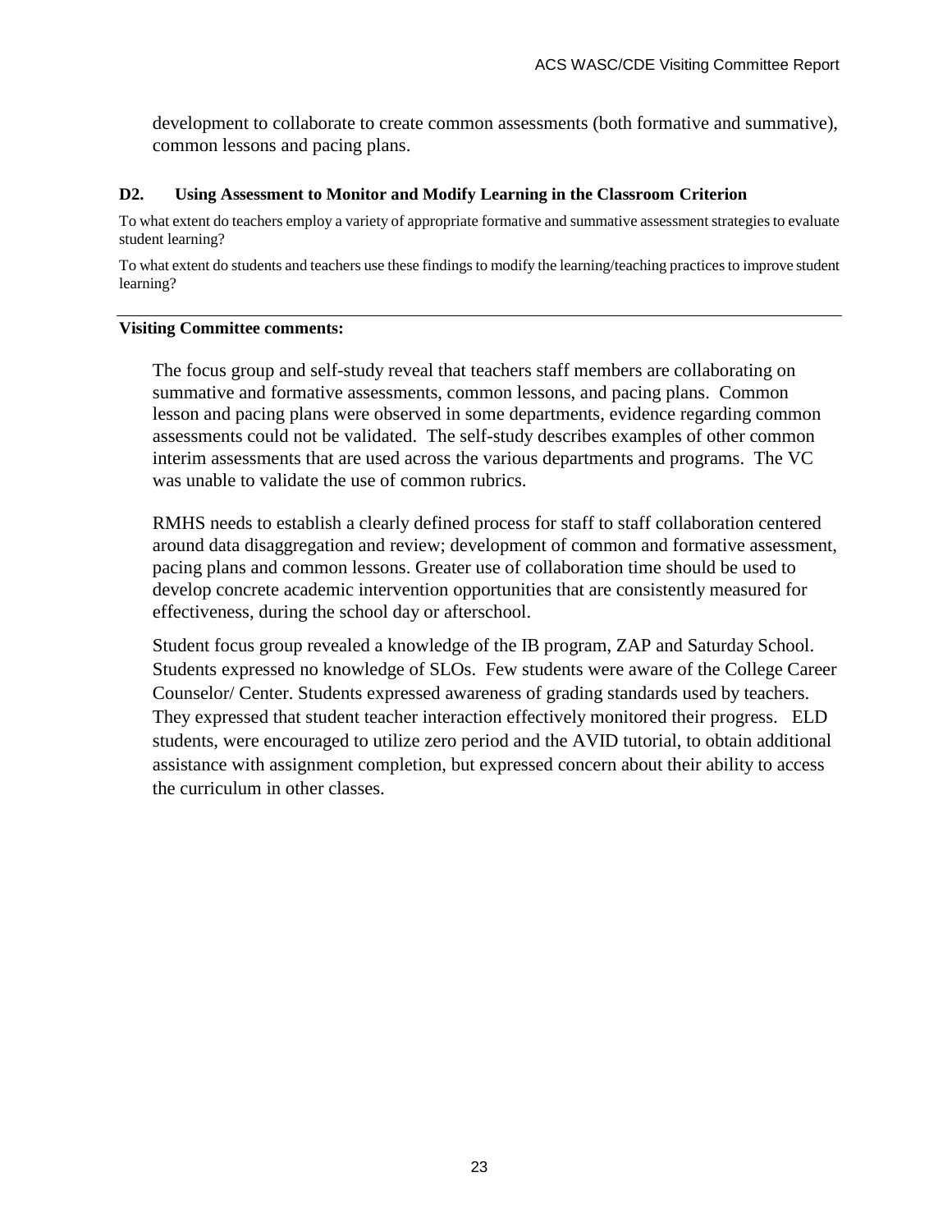development to collaborate to create common assessments (both formative and summative), common lessons and pacing plans.

### D2. Using Assessment to Monitor and Modify Learning in the Classroom Criterion

To what extent do teachers employ a variety of appropriate formative and summative assessment strategies to evaluate student learning?

To what extent do students and teachers use these findings to modify the learning/teaching practices to improve student learning?

**Visiting Committee comments:**

The focus group and self-study reveal that teachers staff members are collaborating on summative and formative assessments, common lessons, and pacing plans. Common lesson and pacing plans were observed in some departments, evidence regarding common assessments could not be validated. The self-study describes examples of other common interim assessments that are used across the various departments and programs. The VC was unable to validate the use of common rubrics.

RMHS needs to establish a clearly defined process for staff to staff collaboration centered around data disaggregation and review; development of common and formative assessment, pacing plans and common lessons. Greater use of collaboration time should be used to develop concrete academic intervention opportunities that are consistently measured for effectiveness, during the school day or afterschool.

Student focus group revealed a knowledge of the IB program, ZAP and Saturday School. Students expressed no knowledge of SLOs. Few students were aware of the College Career Counselor/ Center. Students expressed awareness of grading standards used by teachers. They expressed that student teacher interaction effectively monitored their progress. ELD students, were encouraged to utilize zero period and the AVID tutorial, to obtain additional assistance with assignment completion, but expressed concern about their ability to access the curriculum in other classes.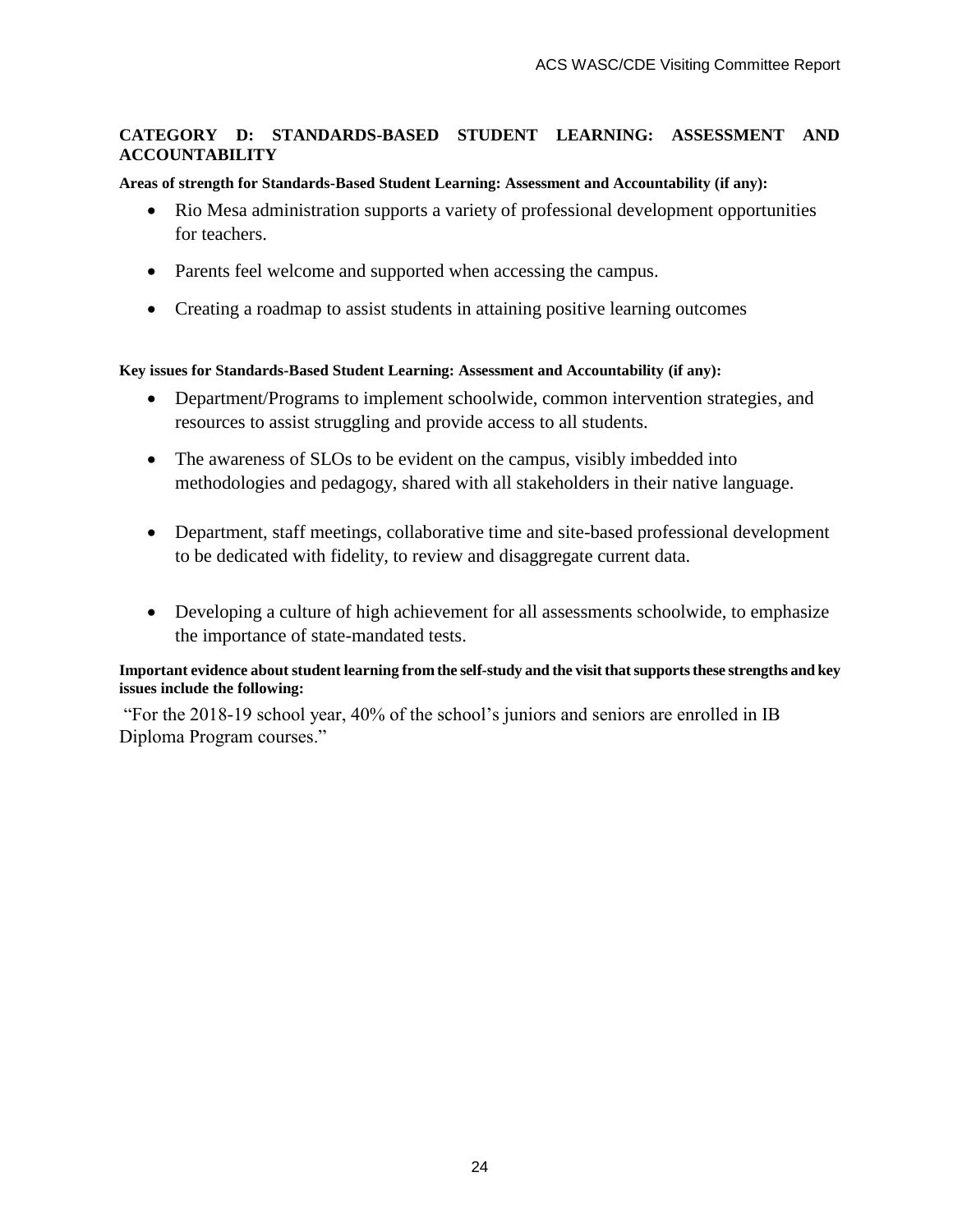## CATEGORY D: STANDARDS-BASED STUDENT LEARNING: ASSESSMENT AND ACCOUNTABILITY

**Areas of strength for Standards-Based Student Learning: Assessment and Accountability (if any):**

- Rio Mesa administration supports a variety of professional development opportunities for teachers.
- Parents feel welcome and supported when accessing the campus.
- Creating a roadmap to assist students in attaining positive learning outcomes

**Key issues for Standards-Based Student Learning: Assessment and Accountability (if any):**

- Department/Programs to implement schoolwide, common intervention strategies, and resources to assist struggling and provide access to all students.
- The awareness of SLOs to be evident on the campus, visibly imbedded into methodologies and pedagogy, shared with all stakeholders in their native language.
- Department, staff meetings, collaborative time and site-based professional development to be dedicated with fidelity, to review and disaggregate current data.
- Developing a culture of high achievement for all assessments schoolwide, to emphasize the importance of state-mandated tests.

**Important evidence about student learning from the self-study and the visit that supports these strengths and key issues include the following:**

"For the 2018-19 school year, 40% of the school's juniors and seniors are enrolled in IB Diploma Program courses."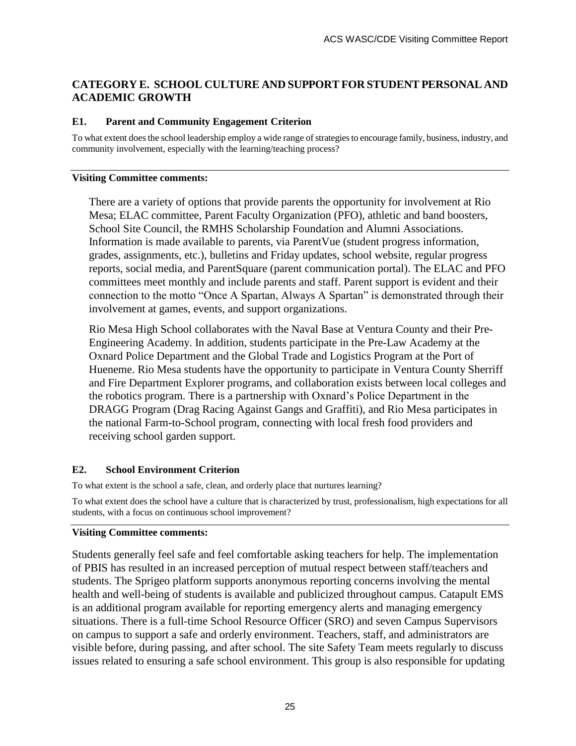## CATEGORY E. SCHOOL CULTURE AND SUPPORT FOR STUDENT PERSONAL AND ACADEMIC GROWTH

### E1. Parent and Community Engagement Criterion

To what extent does the school leadership employ a wide range of strategies to encourage family, business, industry, and community involvement, especially with the learning/teaching process?

**Visiting Committee comments:**

There are a variety of options that provide parents the opportunity for involvement at Rio Mesa; ELAC committee, Parent Faculty Organization (PFO), athletic and band boosters, School Site Council, the RMHS Scholarship Foundation and Alumni Associations. Information is made available to parents, via ParentVue (student progress information, grades, assignments, etc.), bulletins and Friday updates, school website, regular progress reports, social media, and ParentSquare (parent communication portal). The ELAC and PFO committees meet monthly and include parents and staff. Parent support is evident and their connection to the motto "Once A Spartan, Always A Spartan" is demonstrated through their involvement at games, events, and support organizations.

Rio Mesa High School collaborates with the Naval Base at Ventura County and their Pre-Engineering Academy. In addition, students participate in the Pre-Law Academy at the Oxnard Police Department and the Global Trade and Logistics Program at the Port of Hueneme. Rio Mesa students have the opportunity to participate in Ventura County Sherriff and Fire Department Explorer programs, and collaboration exists between local colleges and the robotics program. There is a partnership with Oxnard's Police Department in the DRAGG Program (Drag Racing Against Gangs and Graffiti), and Rio Mesa participates in the national Farm-to-School program, connecting with local fresh food providers and receiving school garden support.

### E2. School Environment Criterion

To what extent is the school a safe, clean, and orderly place that nurtures learning?

To what extent does the school have a culture that is characterized by trust, professionalism, high expectations for all students, with a focus on continuous school improvement?

**Visiting Committee comments:**

Students generally feel safe and feel comfortable asking teachers for help. The implementation of PBIS has resulted in an increased perception of mutual respect between staff/teachers and students. The Sprigeo platform supports anonymous reporting concerns involving the mental health and well-being of students is available and publicized throughout campus. Catapult EMS is an additional program available for reporting emergency alerts and managing emergency situations. There is a full-time School Resource Officer (SRO) and seven Campus Supervisors on campus to support a safe and orderly environment. Teachers, staff, and administrators are visible before, during passing, and after school. The site Safety Team meets regularly to discuss issues related to ensuring a safe school environment. This group is also responsible for updating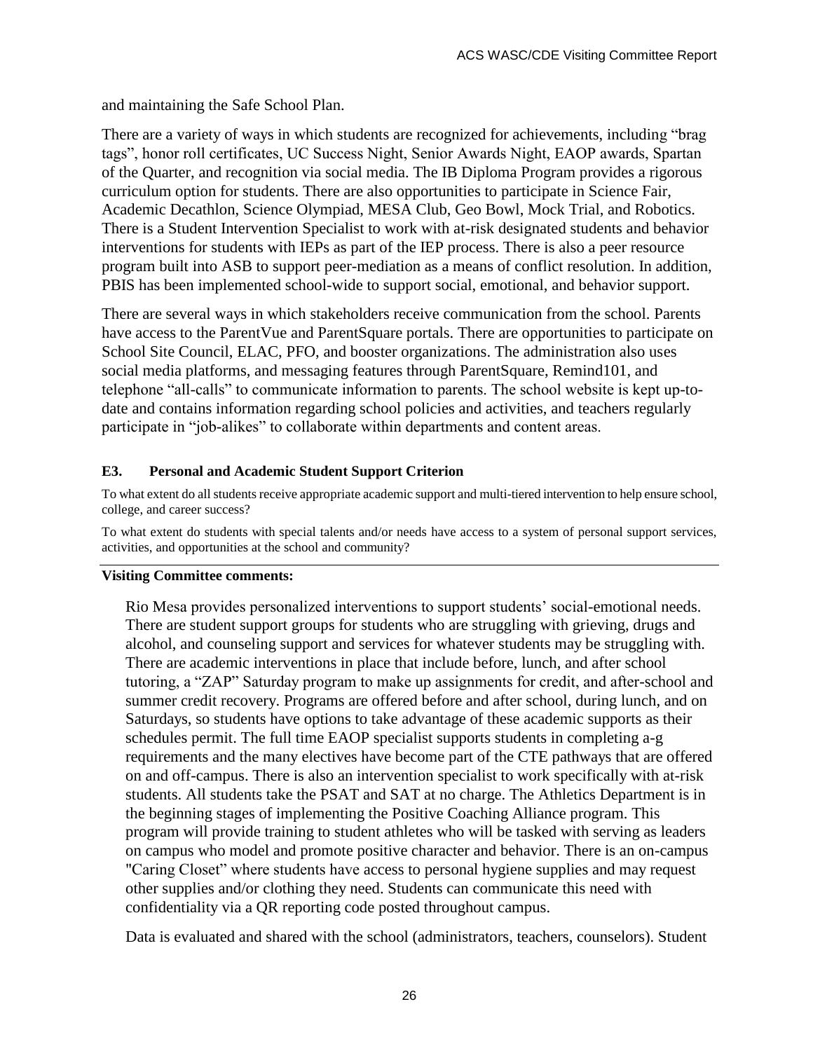and maintaining the Safe School Plan.

There are a variety of ways in which students are recognized for achievements, including "brag tags", honor roll certificates, UC Success Night, Senior Awards Night, EAOP awards, Spartan of the Quarter, and recognition via social media. The IB Diploma Program provides a rigorous curriculum option for students. There are also opportunities to participate in Science Fair, Academic Decathlon, Science Olympiad, MESA Club, Geo Bowl, Mock Trial, and Robotics. There is a Student Intervention Specialist to work with at-risk designated students and behavior interventions for students with IEPs as part of the IEP process. There is also a peer resource program built into ASB to support peer-mediation as a means of conflict resolution. In addition, PBIS has been implemented school-wide to support social, emotional, and behavior support.

There are several ways in which stakeholders receive communication from the school. Parents have access to the ParentVue and ParentSquare portals. There are opportunities to participate on School Site Council, ELAC, PFO, and booster organizations. The administration also uses social media platforms, and messaging features through ParentSquare, Remind101, and telephone "all-calls" to communicate information to parents. The school website is kept up-to-date and contains information regarding school policies and activities, and teachers regularly participate in "job-alikes" to collaborate within departments and content areas.

### E3. Personal and Academic Student Support Criterion

To what extent do all students receive appropriate academic support and multi-tiered intervention to help ensure school, college, and career success?

To what extent do students with special talents and/or needs have access to a system of personal support services, activities, and opportunities at the school and community?

**Visiting Committee comments:**

Rio Mesa provides personalized interventions to support students' social-emotional needs. There are student support groups for students who are struggling with grieving, drugs and alcohol, and counseling support and services for whatever students may be struggling with. There are academic interventions in place that include before, lunch, and after school tutoring, a "ZAP" Saturday program to make up assignments for credit, and after-school and summer credit recovery. Programs are offered before and after school, during lunch, and on Saturdays, so students have options to take advantage of these academic supports as their schedules permit. The full time EAOP specialist supports students in completing a-g requirements and the many electives have become part of the CTE pathways that are offered on and off-campus. There is also an intervention specialist to work specifically with at-risk students. All students take the PSAT and SAT at no charge. The Athletics Department is in the beginning stages of implementing the Positive Coaching Alliance program. This program will provide training to student athletes who will be tasked with serving as leaders on campus who model and promote positive character and behavior. There is an on-campus "Caring Closet" where students have access to personal hygiene supplies and may request other supplies and/or clothing they need. Students can communicate this need with confidentiality via a QR reporting code posted throughout campus.

Data is evaluated and shared with the school (administrators, teachers, counselors). Student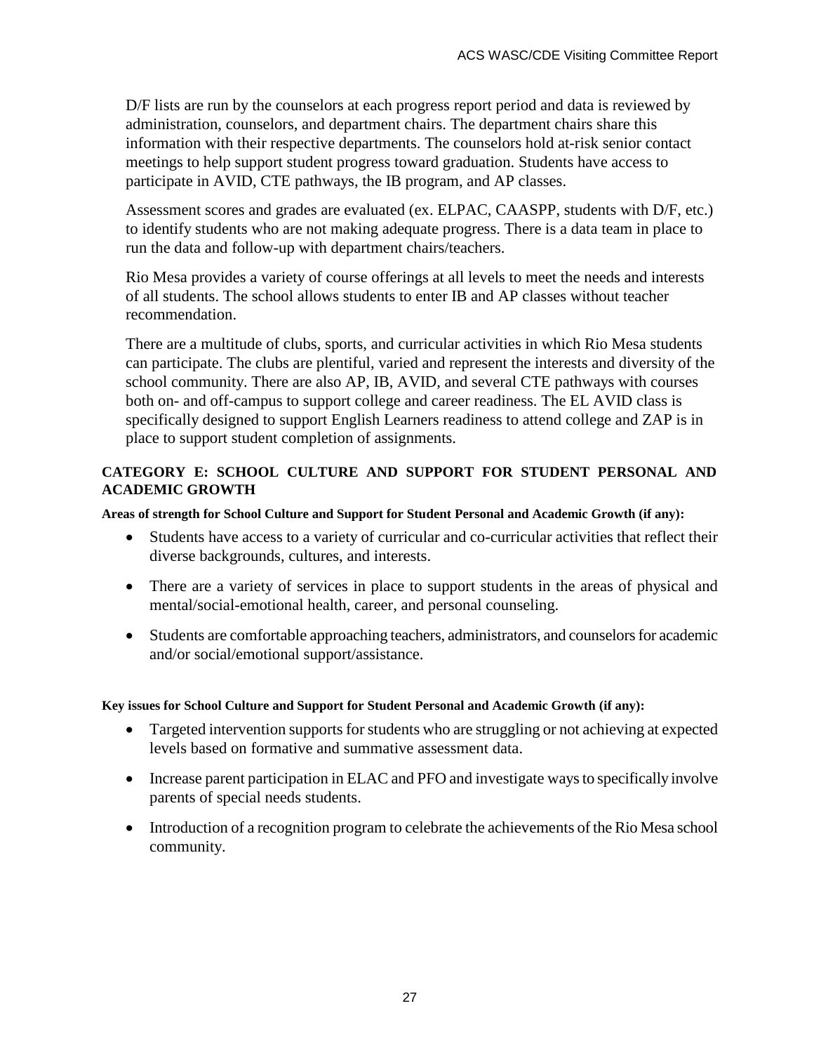D/F lists are run by the counselors at each progress report period and data is reviewed by administration, counselors, and department chairs. The department chairs share this information with their respective departments. The counselors hold at-risk senior contact meetings to help support student progress toward graduation. Students have access to participate in AVID, CTE pathways, the IB program, and AP classes.

Assessment scores and grades are evaluated (ex. ELPAC, CAASPP, students with D/F, etc.) to identify students who are not making adequate progress. There is a data team in place to run the data and follow-up with department chairs/teachers.

Rio Mesa provides a variety of course offerings at all levels to meet the needs and interests of all students. The school allows students to enter IB and AP classes without teacher recommendation.

There are a multitude of clubs, sports, and curricular activities in which Rio Mesa students can participate. The clubs are plentiful, varied and represent the interests and diversity of the school community. There are also AP, IB, AVID, and several CTE pathways with courses both on- and off-campus to support college and career readiness. The EL AVID class is specifically designed to support English Learners readiness to attend college and ZAP is in place to support student completion of assignments.

## CATEGORY E: SCHOOL CULTURE AND SUPPORT FOR STUDENT PERSONAL AND ACADEMIC GROWTH

**Areas of strength for School Culture and Support for Student Personal and Academic Growth (if any):**

- Students have access to a variety of curricular and co-curricular activities that reflect their diverse backgrounds, cultures, and interests.
- There are a variety of services in place to support students in the areas of physical and mental/social-emotional health, career, and personal counseling.
- Students are comfortable approaching teachers, administrators, and counselors for academic and/or social/emotional support/assistance.

**Key issues for School Culture and Support for Student Personal and Academic Growth (if any):**

- Targeted intervention supports for students who are struggling or not achieving at expected levels based on formative and summative assessment data.
- Increase parent participation in ELAC and PFO and investigate ways to specifically involve parents of special needs students.
- Introduction of a recognition program to celebrate the achievements of the Rio Mesa school community.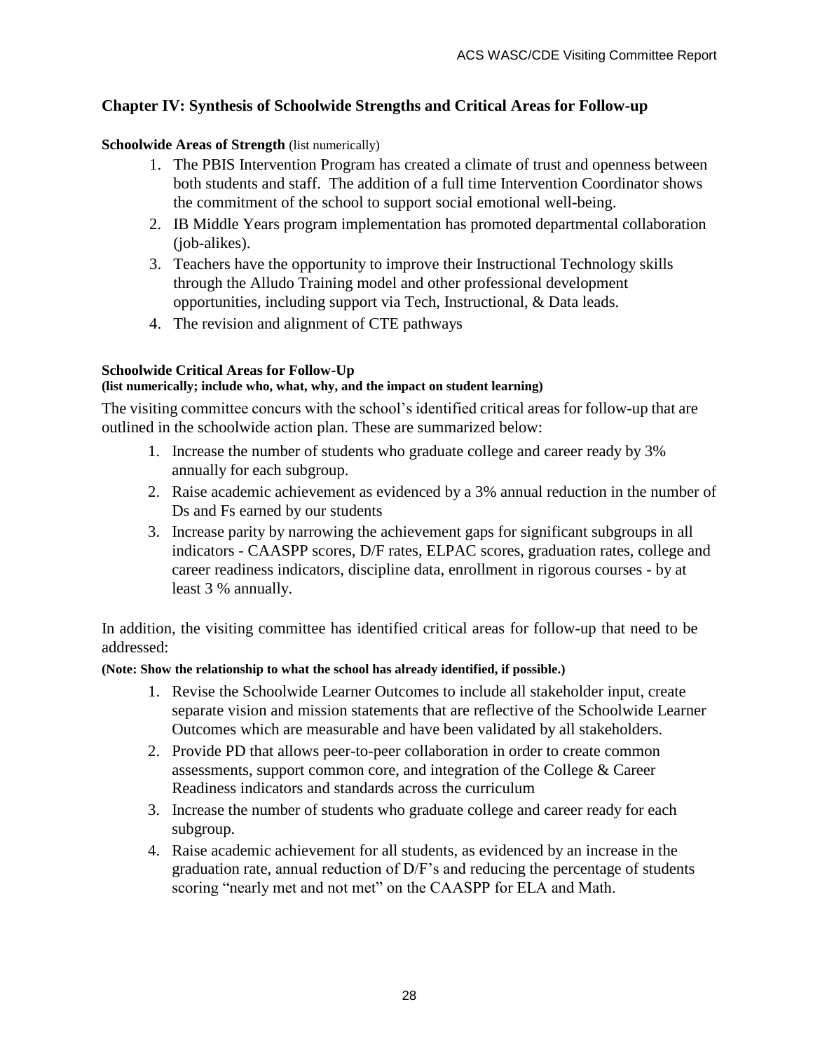## Chapter IV: Synthesis of Schoolwide Strengths and Critical Areas for Follow-up

**Schoolwide Areas of Strength** (list numerically)

1. The PBIS Intervention Program has created a climate of trust and openness between both students and staff. The addition of a full time Intervention Coordinator shows the commitment of the school to support social emotional well-being.
2. IB Middle Years program implementation has promoted departmental collaboration (job-alikes).
3. Teachers have the opportunity to improve their Instructional Technology skills through the Alludo Training model and other professional development opportunities, including support via Tech, Instructional, & Data leads.
4. The revision and alignment of CTE pathways

**Schoolwide Critical Areas for Follow-Up**
**(list numerically; include who, what, why, and the impact on student learning)**

The visiting committee concurs with the school's identified critical areas for follow-up that are outlined in the schoolwide action plan. These are summarized below:

1. Increase the number of students who graduate college and career ready by 3% annually for each subgroup.
2. Raise academic achievement as evidenced by a 3% annual reduction in the number of Ds and Fs earned by our students
3. Increase parity by narrowing the achievement gaps for significant subgroups in all indicators - CAASPP scores, D/F rates, ELPAC scores, graduation rates, college and career readiness indicators, discipline data, enrollment in rigorous courses - by at least 3 % annually.

In addition, the visiting committee has identified critical areas for follow-up that need to be addressed:

**(Note: Show the relationship to what the school has already identified, if possible.)**

1. Revise the Schoolwide Learner Outcomes to include all stakeholder input, create separate vision and mission statements that are reflective of the Schoolwide Learner Outcomes which are measurable and have been validated by all stakeholders.
2. Provide PD that allows peer-to-peer collaboration in order to create common assessments, support common core, and integration of the College & Career Readiness indicators and standards across the curriculum
3. Increase the number of students who graduate college and career ready for each subgroup.
4. Raise academic achievement for all students, as evidenced by an increase in the graduation rate, annual reduction of D/F's and reducing the percentage of students scoring "nearly met and not met" on the CAASPP for ELA and Math.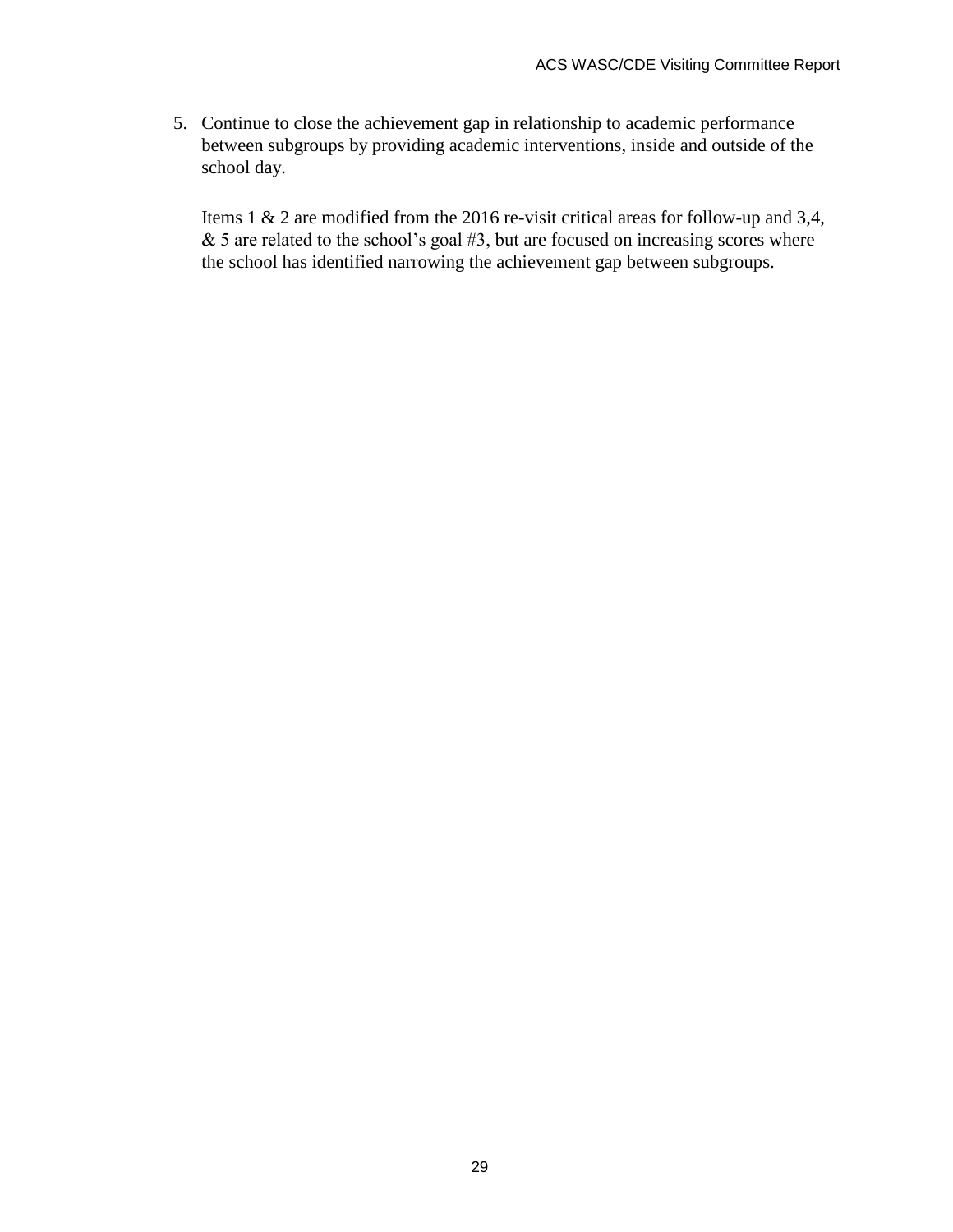5. Continue to close the achievement gap in relationship to academic performance between subgroups by providing academic interventions, inside and outside of the school day.

   Items 1 & 2 are modified from the 2016 re-visit critical areas for follow-up and 3,4, & 5 are related to the school's goal #3, but are focused on increasing scores where the school has identified narrowing the achievement gap between subgroups.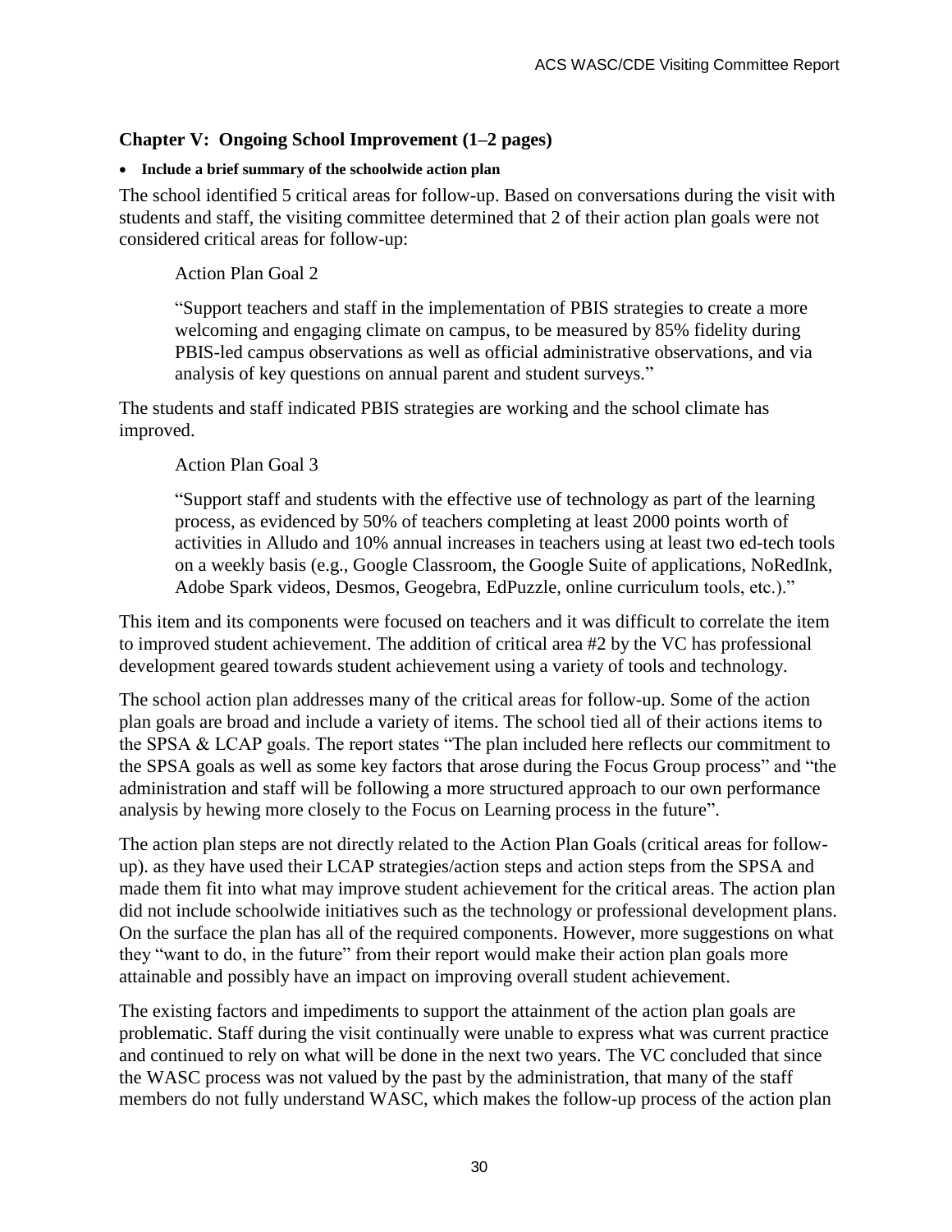## Chapter V: Ongoing School Improvement (1–2 pages)

- **Include a brief summary of the schoolwide action plan**

The school identified 5 critical areas for follow-up. Based on conversations during the visit with students and staff, the visiting committee determined that 2 of their action plan goals were not considered critical areas for follow-up:

> Action Plan Goal 2
>
> "Support teachers and staff in the implementation of PBIS strategies to create a more welcoming and engaging climate on campus, to be measured by 85% fidelity during PBIS-led campus observations as well as official administrative observations, and via analysis of key questions on annual parent and student surveys."

The students and staff indicated PBIS strategies are working and the school climate has improved.

> Action Plan Goal 3
>
> "Support staff and students with the effective use of technology as part of the learning process, as evidenced by 50% of teachers completing at least 2000 points worth of activities in Alludo and 10% annual increases in teachers using at least two ed-tech tools on a weekly basis (e.g., Google Classroom, the Google Suite of applications, NoRedInk, Adobe Spark videos, Desmos, Geogebra, EdPuzzle, online curriculum tools, etc.)."

This item and its components were focused on teachers and it was difficult to correlate the item to improved student achievement. The addition of critical area #2 by the VC has professional development geared towards student achievement using a variety of tools and technology.

The school action plan addresses many of the critical areas for follow-up. Some of the action plan goals are broad and include a variety of items. The school tied all of their actions items to the SPSA & LCAP goals. The report states "The plan included here reflects our commitment to the SPSA goals as well as some key factors that arose during the Focus Group process" and "the administration and staff will be following a more structured approach to our own performance analysis by hewing more closely to the Focus on Learning process in the future".

The action plan steps are not directly related to the Action Plan Goals (critical areas for follow-up). as they have used their LCAP strategies/action steps and action steps from the SPSA and made them fit into what may improve student achievement for the critical areas. The action plan did not include schoolwide initiatives such as the technology or professional development plans. On the surface the plan has all of the required components. However, more suggestions on what they "want to do, in the future" from their report would make their action plan goals more attainable and possibly have an impact on improving overall student achievement.

The existing factors and impediments to support the attainment of the action plan goals are problematic. Staff during the visit continually were unable to express what was current practice and continued to rely on what will be done in the next two years. The VC concluded that since the WASC process was not valued by the past by the administration, that many of the staff members do not fully understand WASC, which makes the follow-up process of the action plan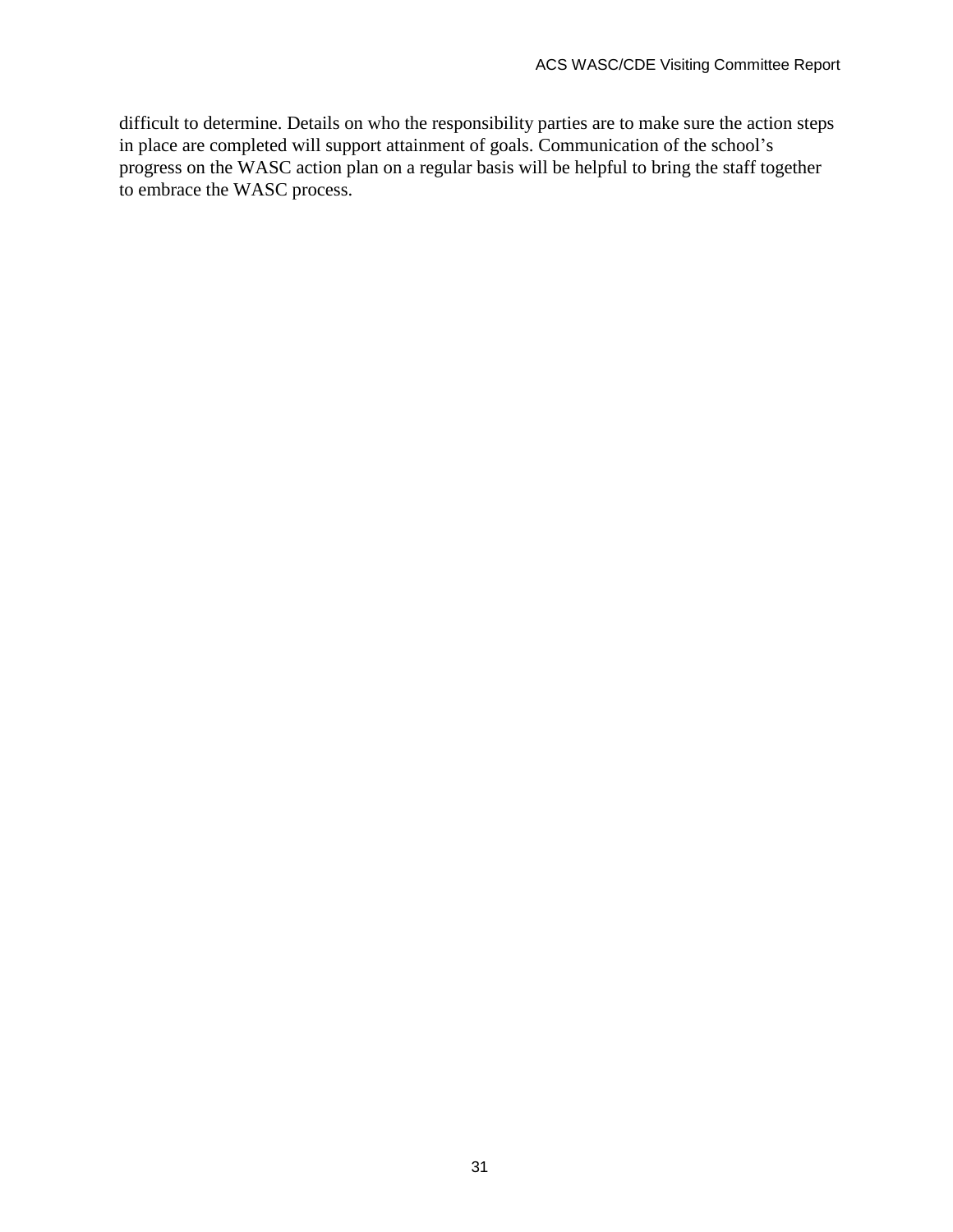difficult to determine. Details on who the responsibility parties are to make sure the action steps in place are completed will support attainment of goals. Communication of the school's progress on the WASC action plan on a regular basis will be helpful to bring the staff together to embrace the WASC process.